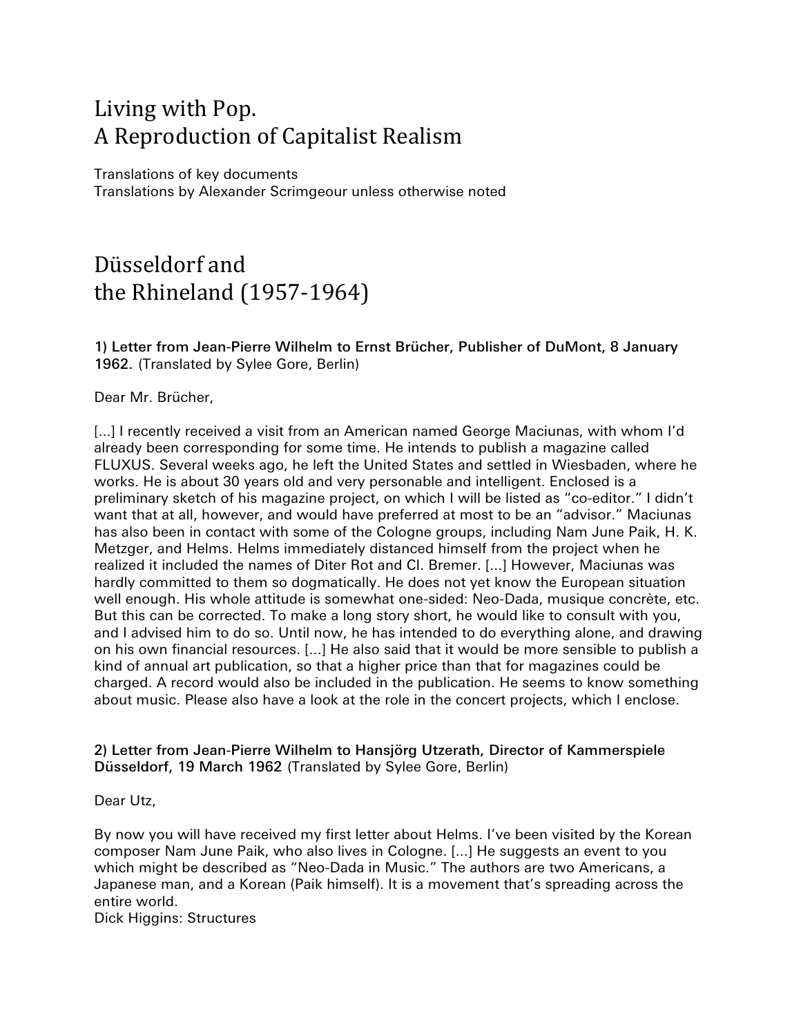# Living with Pop.
# A Reproduction of Capitalist Realism

Translations of key documents
Translations by Alexander Scrimgeour unless otherwise noted

## Düsseldorf and
## the Rhineland (1957-1964)

**1) Letter from Jean-Pierre Wilhelm to Ernst Brücher, Publisher of DuMont, 8 January 1962.** (Translated by Sylee Gore, Berlin)

Dear Mr. Brücher,

[...] I recently received a visit from an American named George Maciunas, with whom I'd already been corresponding for some time. He intends to publish a magazine called FLUXUS. Several weeks ago, he left the United States and settled in Wiesbaden, where he works. He is about 30 years old and very personable and intelligent. Enclosed is a preliminary sketch of his magazine project, on which I will be listed as "co-editor." I didn't want that at all, however, and would have preferred at most to be an "advisor." Maciunas has also been in contact with some of the Cologne groups, including Nam June Paik, H. K. Metzger, and Helms. Helms immediately distanced himself from the project when he realized it included the names of Diter Rot and Cl. Bremer. [...] However, Maciunas was hardly committed to them so dogmatically. He does not yet know the European situation well enough. His whole attitude is somewhat one-sided: Neo-Dada, musique concrète, etc. But this can be corrected. To make a long story short, he would like to consult with you, and I advised him to do so. Until now, he has intended to do everything alone, and drawing on his own financial resources. [...] He also said that it would be more sensible to publish a kind of annual art publication, so that a higher price than that for magazines could be charged. A record would also be included in the publication. He seems to know something about music. Please also have a look at the role in the concert projects, which I enclose.

**2) Letter from Jean-Pierre Wilhelm to Hansjörg Utzerath, Director of Kammerspiele Düsseldorf, 19 March 1962** (Translated by Sylee Gore, Berlin)

Dear Utz,

By now you will have received my first letter about Helms. I've been visited by the Korean composer Nam June Paik, who also lives in Cologne. [...] He suggests an event to you which might be described as "Neo-Dada in Music." The authors are two Americans, a Japanese man, and a Korean (Paik himself). It is a movement that's spreading across the entire world.
Dick Higgins: Structures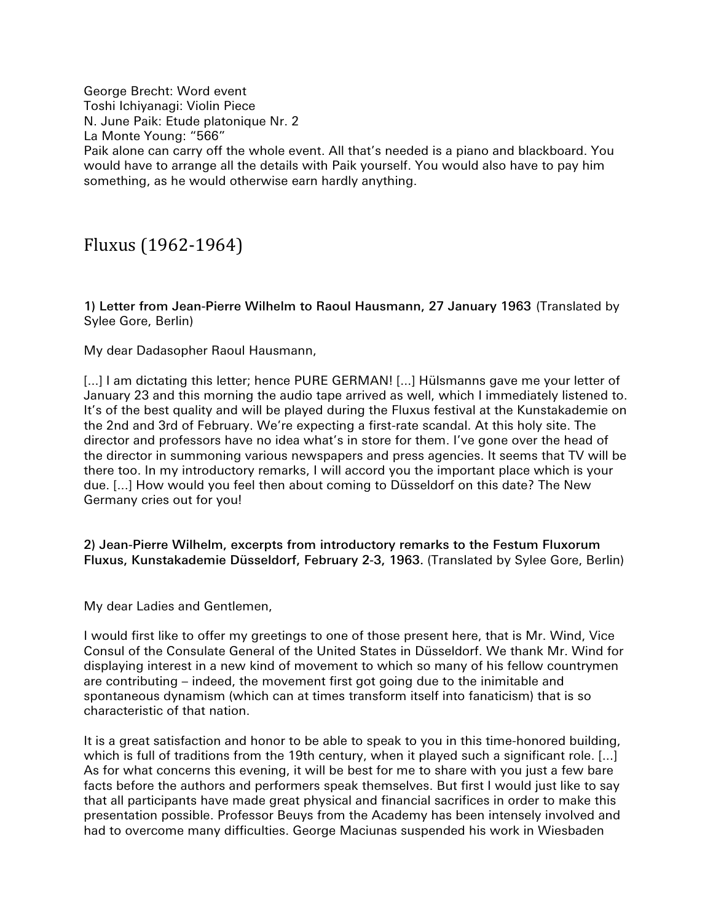George Brecht: Word event
Toshi Ichiyanagi: Violin Piece
N. June Paik: Etude platonique Nr. 2
La Monte Young: "566"
Paik alone can carry off the whole event. All that's needed is a piano and blackboard. You would have to arrange all the details with Paik yourself. You would also have to pay him something, as he would otherwise earn hardly anything.

# Fluxus (1962-1964)

**1) Letter from Jean-Pierre Wilhelm to Raoul Hausmann, 27 January 1963** (Translated by Sylee Gore, Berlin)

My dear Dadasopher Raoul Hausmann,

[...] I am dictating this letter; hence PURE GERMAN! [...] Hülsmanns gave me your letter of January 23 and this morning the audio tape arrived as well, which I immediately listened to. It's of the best quality and will be played during the Fluxus festival at the Kunstakademie on the 2nd and 3rd of February. We're expecting a first-rate scandal. At this holy site. The director and professors have no idea what's in store for them. I've gone over the head of the director in summoning various newspapers and press agencies. It seems that TV will be there too. In my introductory remarks, I will accord you the important place which is your due. [...] How would you feel then about coming to Düsseldorf on this date? The New Germany cries out for you!

**2) Jean-Pierre Wilhelm, excerpts from introductory remarks to the Festum Fluxorum Fluxus, Kunstakademie Düsseldorf, February 2-3, 1963.** (Translated by Sylee Gore, Berlin)

My dear Ladies and Gentlemen,

I would first like to offer my greetings to one of those present here, that is Mr. Wind, Vice Consul of the Consulate General of the United States in Düsseldorf. We thank Mr. Wind for displaying interest in a new kind of movement to which so many of his fellow countrymen are contributing – indeed, the movement first got going due to the inimitable and spontaneous dynamism (which can at times transform itself into fanaticism) that is so characteristic of that nation.

It is a great satisfaction and honor to be able to speak to you in this time-honored building, which is full of traditions from the 19th century, when it played such a significant role. [...] As for what concerns this evening, it will be best for me to share with you just a few bare facts before the authors and performers speak themselves. But first I would just like to say that all participants have made great physical and financial sacrifices in order to make this presentation possible. Professor Beuys from the Academy has been intensely involved and had to overcome many difficulties. George Maciunas suspended his work in Wiesbaden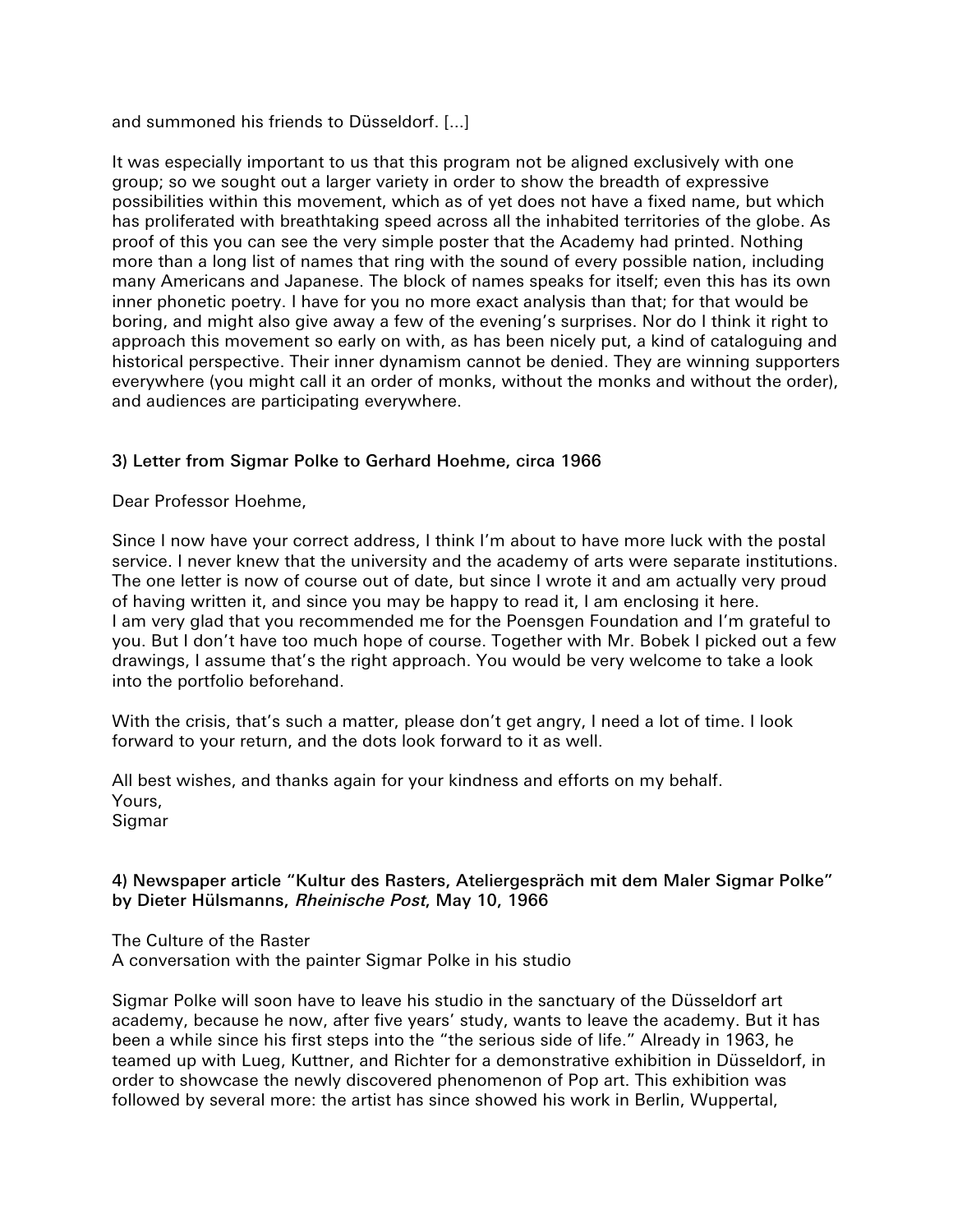and summoned his friends to Düsseldorf. [...]

It was especially important to us that this program not be aligned exclusively with one group; so we sought out a larger variety in order to show the breadth of expressive possibilities within this movement, which as of yet does not have a fixed name, but which has proliferated with breathtaking speed across all the inhabited territories of the globe. As proof of this you can see the very simple poster that the Academy had printed. Nothing more than a long list of names that ring with the sound of every possible nation, including many Americans and Japanese. The block of names speaks for itself; even this has its own inner phonetic poetry. I have for you no more exact analysis than that; for that would be boring, and might also give away a few of the evening's surprises. Nor do I think it right to approach this movement so early on with, as has been nicely put, a kind of cataloguing and historical perspective. Their inner dynamism cannot be denied. They are winning supporters everywhere (you might call it an order of monks, without the monks and without the order), and audiences are participating everywhere.

### 3) Letter from Sigmar Polke to Gerhard Hoehme, circa 1966

Dear Professor Hoehme,

Since I now have your correct address, I think I'm about to have more luck with the postal service. I never knew that the university and the academy of arts were separate institutions. The one letter is now of course out of date, but since I wrote it and am actually very proud of having written it, and since you may be happy to read it, I am enclosing it here.
I am very glad that you recommended me for the Poensgen Foundation and I'm grateful to you. But I don't have too much hope of course. Together with Mr. Bobek I picked out a few drawings, I assume that's the right approach. You would be very welcome to take a look into the portfolio beforehand.

With the crisis, that's such a matter, please don't get angry, I need a lot of time. I look forward to your return, and the dots look forward to it as well.

All best wishes, and thanks again for your kindness and efforts on my behalf.
Yours,
Sigmar

### 4) Newspaper article "Kultur des Rasters, Ateliergespräch mit dem Maler Sigmar Polke" by Dieter Hülsmanns, *Rheinische Post*, May 10, 1966

The Culture of the Raster
A conversation with the painter Sigmar Polke in his studio

Sigmar Polke will soon have to leave his studio in the sanctuary of the Düsseldorf art academy, because he now, after five years' study, wants to leave the academy. But it has been a while since his first steps into the "the serious side of life." Already in 1963, he teamed up with Lueg, Kuttner, and Richter for a demonstrative exhibition in Düsseldorf, in order to showcase the newly discovered phenomenon of Pop art. This exhibition was followed by several more: the artist has since showed his work in Berlin, Wuppertal,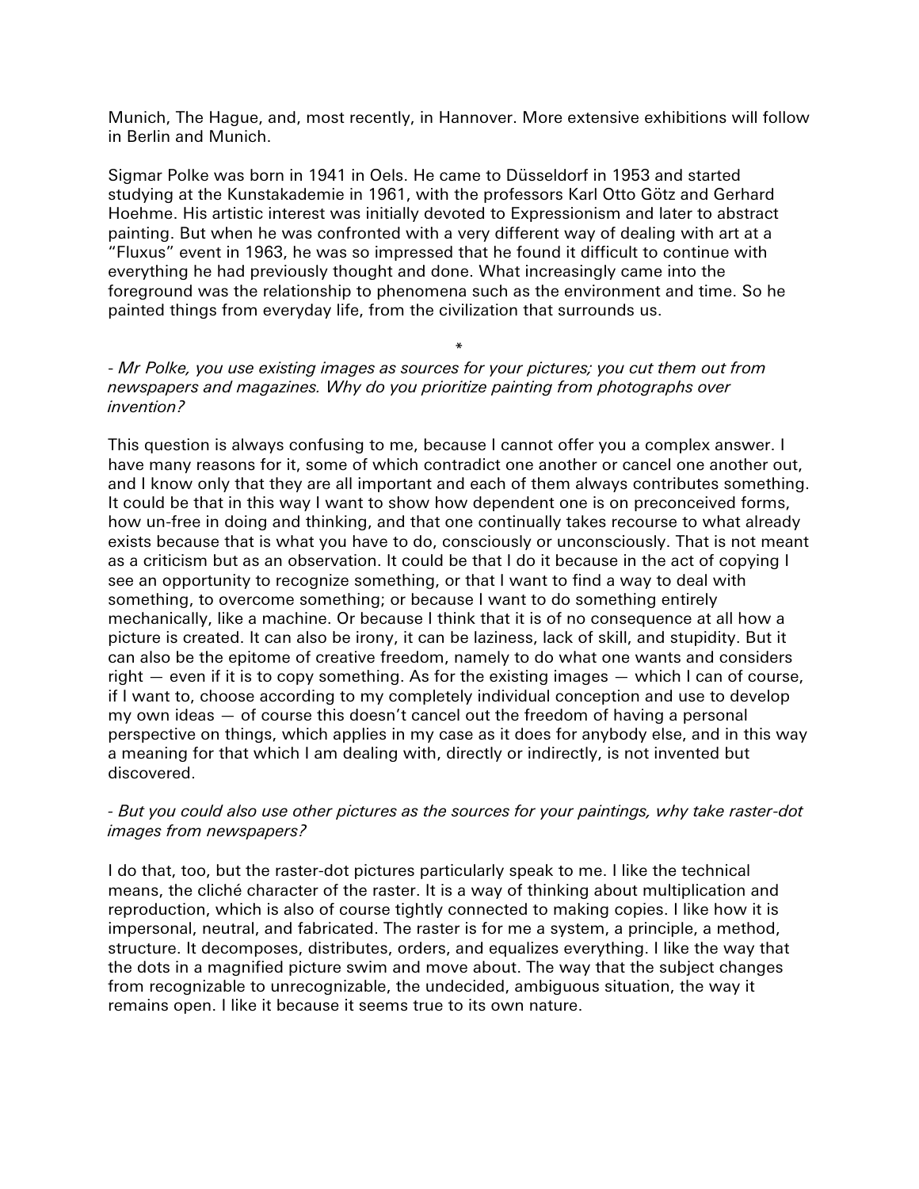Munich, The Hague, and, most recently, in Hannover. More extensive exhibitions will follow in Berlin and Munich.

Sigmar Polke was born in 1941 in Oels. He came to Düsseldorf in 1953 and started studying at the Kunstakademie in 1961, with the professors Karl Otto Götz and Gerhard Hoehme. His artistic interest was initially devoted to Expressionism and later to abstract painting. But when he was confronted with a very different way of dealing with art at a "Fluxus" event in 1963, he was so impressed that he found it difficult to continue with everything he had previously thought and done. What increasingly came into the foreground was the relationship to phenomena such as the environment and time. So he painted things from everyday life, from the civilization that surrounds us.

*

*- Mr Polke, you use existing images as sources for your pictures; you cut them out from newspapers and magazines. Why do you prioritize painting from photographs over invention?*

This question is always confusing to me, because I cannot offer you a complex answer. I have many reasons for it, some of which contradict one another or cancel one another out, and I know only that they are all important and each of them always contributes something. It could be that in this way I want to show how dependent one is on preconceived forms, how un-free in doing and thinking, and that one continually takes recourse to what already exists because that is what you have to do, consciously or unconsciously. That is not meant as a criticism but as an observation. It could be that I do it because in the act of copying I see an opportunity to recognize something, or that I want to find a way to deal with something, to overcome something; or because I want to do something entirely mechanically, like a machine. Or because I think that it is of no consequence at all how a picture is created. It can also be irony, it can be laziness, lack of skill, and stupidity. But it can also be the epitome of creative freedom, namely to do what one wants and considers right — even if it is to copy something. As for the existing images — which I can of course, if I want to, choose according to my completely individual conception and use to develop my own ideas — of course this doesn't cancel out the freedom of having a personal perspective on things, which applies in my case as it does for anybody else, and in this way a meaning for that which I am dealing with, directly or indirectly, is not invented but discovered.

*- But you could also use other pictures as the sources for your paintings, why take raster-dot images from newspapers?*

I do that, too, but the raster-dot pictures particularly speak to me. I like the technical means, the cliché character of the raster. It is a way of thinking about multiplication and reproduction, which is also of course tightly connected to making copies. I like how it is impersonal, neutral, and fabricated. The raster is for me a system, a principle, a method, structure. It decomposes, distributes, orders, and equalizes everything. I like the way that the dots in a magnified picture swim and move about. The way that the subject changes from recognizable to unrecognizable, the undecided, ambiguous situation, the way it remains open. I like it because it seems true to its own nature.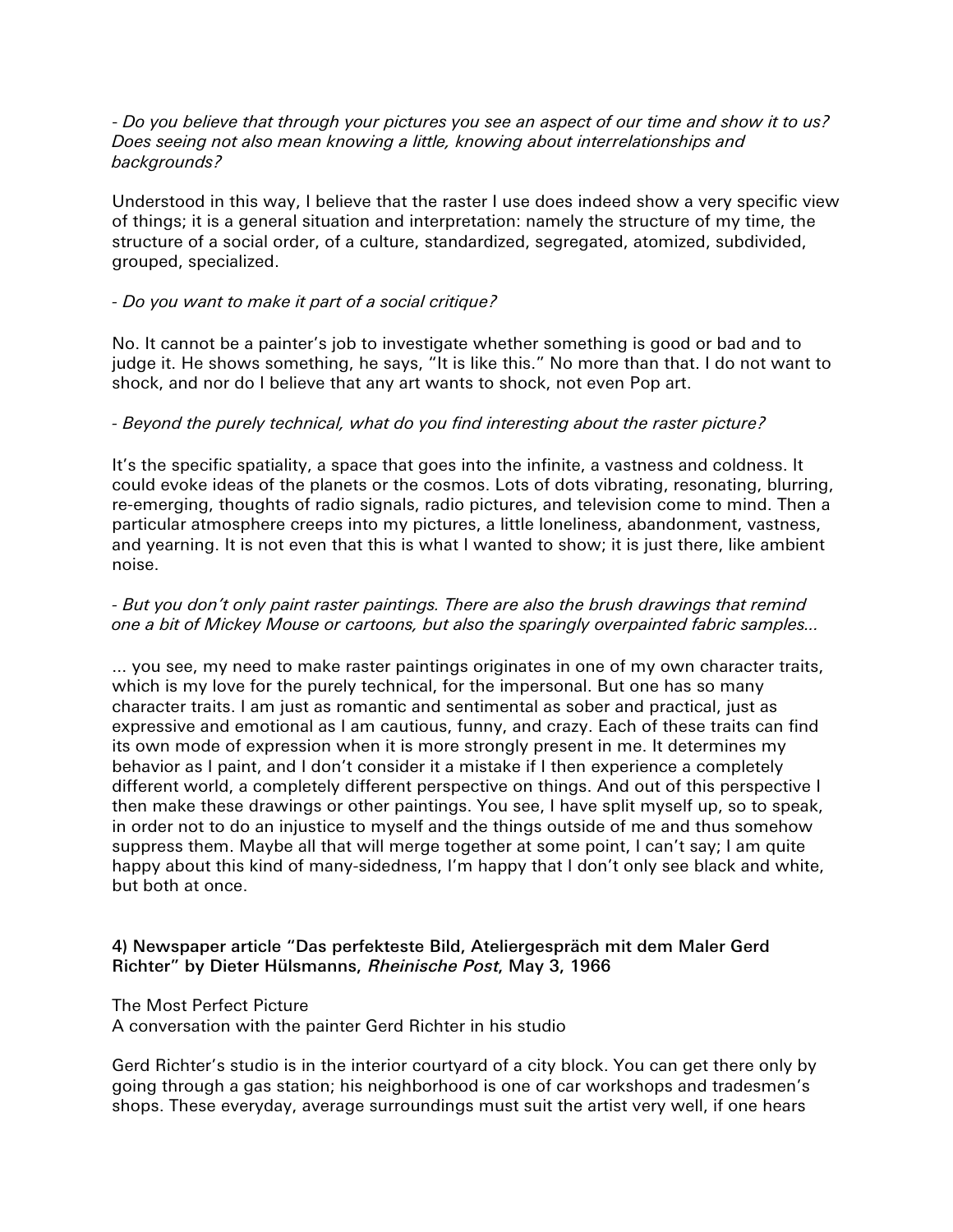*- Do you believe that through your pictures you see an aspect of our time and show it to us? Does seeing not also mean knowing a little, knowing about interrelationships and backgrounds?*

Understood in this way, I believe that the raster I use does indeed show a very specific view of things; it is a general situation and interpretation: namely the structure of my time, the structure of a social order, of a culture, standardized, segregated, atomized, subdivided, grouped, specialized.

*- Do you want to make it part of a social critique?*

No. It cannot be a painter's job to investigate whether something is good or bad and to judge it. He shows something, he says, "It is like this." No more than that. I do not want to shock, and nor do I believe that any art wants to shock, not even Pop art.

*- Beyond the purely technical, what do you find interesting about the raster picture?*

It's the specific spatiality, a space that goes into the infinite, a vastness and coldness. It could evoke ideas of the planets or the cosmos. Lots of dots vibrating, resonating, blurring, re-emerging, thoughts of radio signals, radio pictures, and television come to mind. Then a particular atmosphere creeps into my pictures, a little loneliness, abandonment, vastness, and yearning. It is not even that this is what I wanted to show; it is just there, like ambient noise.

*- But you don't only paint raster paintings. There are also the brush drawings that remind one a bit of Mickey Mouse or cartoons, but also the sparingly overpainted fabric samples...*

... you see, my need to make raster paintings originates in one of my own character traits, which is my love for the purely technical, for the impersonal. But one has so many character traits. I am just as romantic and sentimental as sober and practical, just as expressive and emotional as I am cautious, funny, and crazy. Each of these traits can find its own mode of expression when it is more strongly present in me. It determines my behavior as I paint, and I don't consider it a mistake if I then experience a completely different world, a completely different perspective on things. And out of this perspective I then make these drawings or other paintings. You see, I have split myself up, so to speak, in order not to do an injustice to myself and the things outside of me and thus somehow suppress them. Maybe all that will merge together at some point, I can't say; I am quite happy about this kind of many-sidedness, I'm happy that I don't only see black and white, but both at once.

### 4) Newspaper article "Das perfekteste Bild, Ateliergespräch mit dem Maler Gerd Richter" by Dieter Hülsmanns, *Rheinische Post*, May 3, 1966

The Most Perfect Picture
A conversation with the painter Gerd Richter in his studio

Gerd Richter's studio is in the interior courtyard of a city block. You can get there only by going through a gas station; his neighborhood is one of car workshops and tradesmen's shops. These everyday, average surroundings must suit the artist very well, if one hears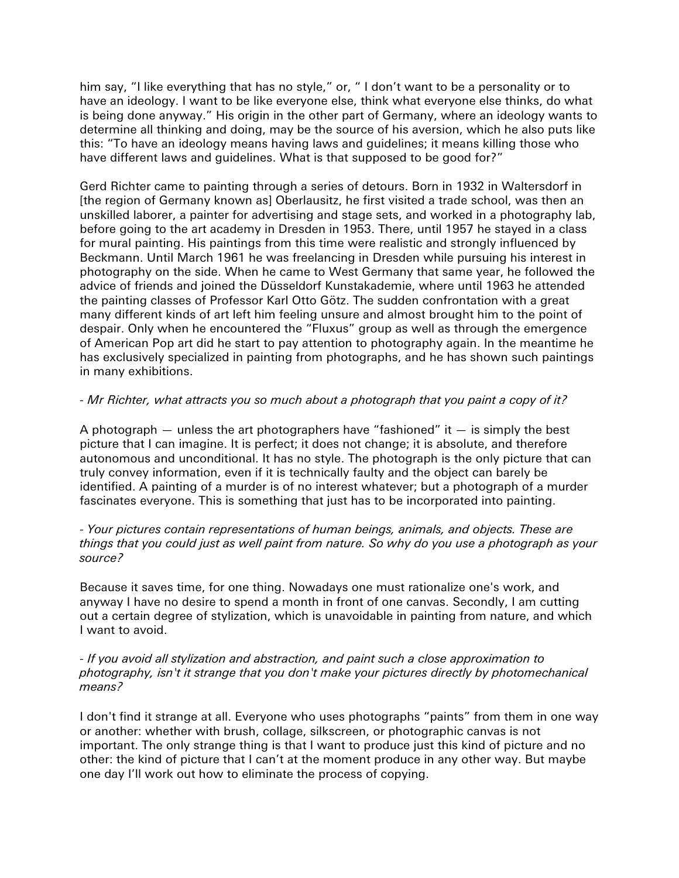him say, “I like everything that has no style,” or, “ I don’t want to be a personality or to have an ideology. I want to be like everyone else, think what everyone else thinks, do what is being done anyway.” His origin in the other part of Germany, where an ideology wants to determine all thinking and doing, may be the source of his aversion, which he also puts like this: “To have an ideology means having laws and guidelines; it means killing those who have different laws and guidelines. What is that supposed to be good for?”

Gerd Richter came to painting through a series of detours. Born in 1932 in Waltersdorf in [the region of Germany known as] Oberlausitz, he first visited a trade school, was then an unskilled laborer, a painter for advertising and stage sets, and worked in a photography lab, before going to the art academy in Dresden in 1953. There, until 1957 he stayed in a class for mural painting. His paintings from this time were realistic and strongly influenced by Beckmann. Until March 1961 he was freelancing in Dresden while pursuing his interest in photography on the side. When he came to West Germany that same year, he followed the advice of friends and joined the Düsseldorf Kunstakademie, where until 1963 he attended the painting classes of Professor Karl Otto Götz. The sudden confrontation with a great many different kinds of art left him feeling unsure and almost brought him to the point of despair. Only when he encountered the “Fluxus” group as well as through the emergence of American Pop art did he start to pay attention to photography again. In the meantime he has exclusively specialized in painting from photographs, and he has shown such paintings in many exhibitions.

*- Mr Richter, what attracts you so much about a photograph that you paint a copy of it?*

A photograph — unless the art photographers have “fashioned” it — is simply the best picture that I can imagine. It is perfect; it does not change; it is absolute, and therefore autonomous and unconditional. It has no style. The photograph is the only picture that can truly convey information, even if it is technically faulty and the object can barely be identified. A painting of a murder is of no interest whatever; but a photograph of a murder fascinates everyone. This is something that just has to be incorporated into painting.

*- Your pictures contain representations of human beings, animals, and objects. These are things that you could just as well paint from nature. So why do you use a photograph as your source?*

Because it saves time, for one thing. Nowadays one must rationalize one's work, and anyway I have no desire to spend a month in front of one canvas. Secondly, I am cutting out a certain degree of stylization, which is unavoidable in painting from nature, and which I want to avoid.

*- If you avoid all stylization and abstraction, and paint such a close approximation to photography, isn't it strange that you don't make your pictures directly by photomechanical means?*

I don't find it strange at all. Everyone who uses photographs “paints” from them in one way or another: whether with brush, collage, silkscreen, or photographic canvas is not important. The only strange thing is that I want to produce just this kind of picture and no other: the kind of picture that I can’t at the moment produce in any other way. But maybe one day I’ll work out how to eliminate the process of copying.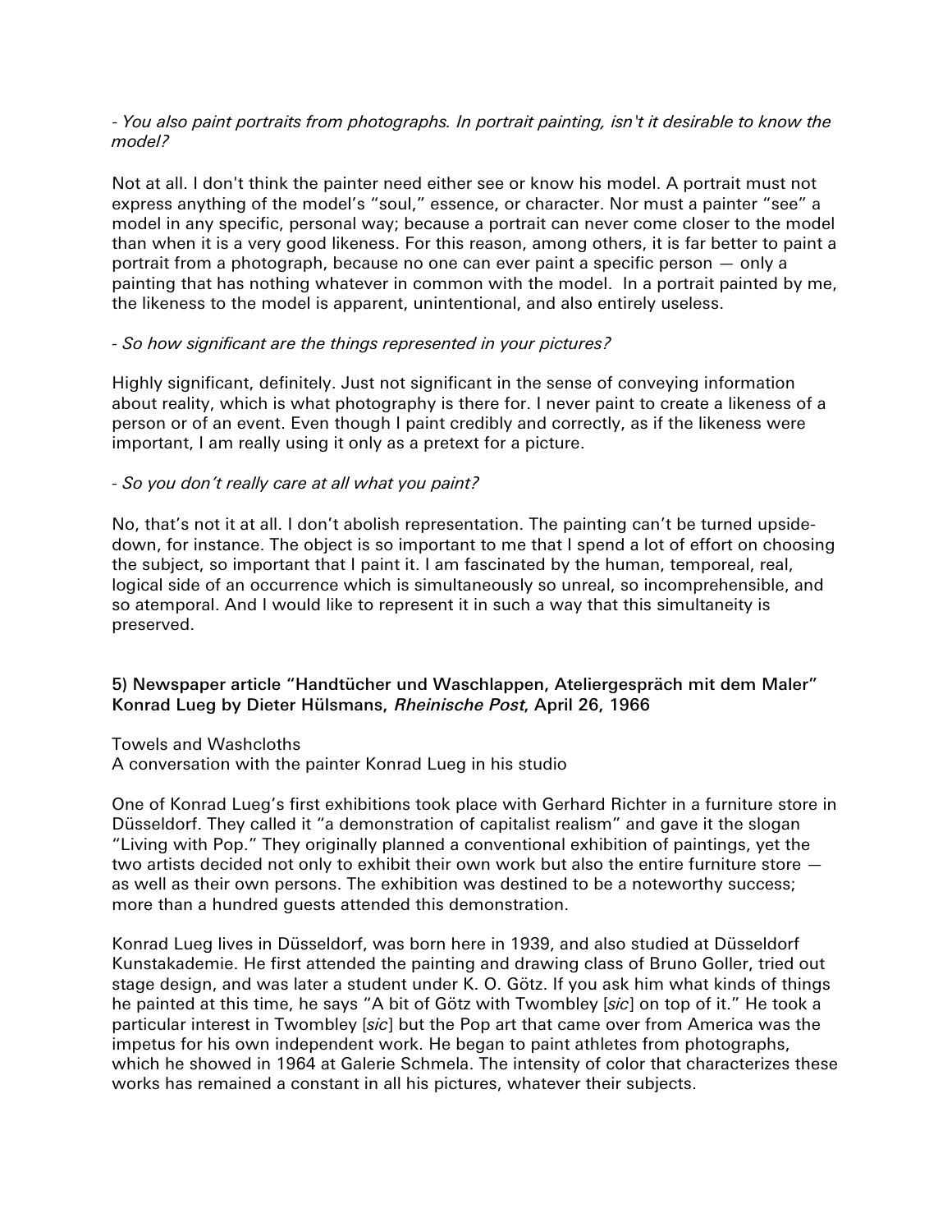- *You also paint portraits from photographs. In portrait painting, isn't it desirable to know the model?*

Not at all. I don't think the painter need either see or know his model. A portrait must not express anything of the model's "soul," essence, or character. Nor must a painter "see" a model in any specific, personal way; because a portrait can never come closer to the model than when it is a very good likeness. For this reason, among others, it is far better to paint a portrait from a photograph, because no one can ever paint a specific person — only a painting that has nothing whatever in common with the model. In a portrait painted by me, the likeness to the model is apparent, unintentional, and also entirely useless.

- *So how significant are the things represented in your pictures?*

Highly significant, definitely. Just not significant in the sense of conveying information about reality, which is what photography is there for. I never paint to create a likeness of a person or of an event. Even though I paint credibly and correctly, as if the likeness were important, I am really using it only as a pretext for a picture.

- *So you don't really care at all what you paint?*

No, that's not it at all. I don't abolish representation. The painting can't be turned upside-down, for instance. The object is so important to me that I spend a lot of effort on choosing the subject, so important that I paint it. I am fascinated by the human, temporeal, real, logical side of an occurrence which is simultaneously so unreal, so incomprehensible, and so atemporal. And I would like to represent it in such a way that this simultaneity is preserved.

**5) Newspaper article "Handtücher und Waschlappen, Ateliergespräch mit dem Maler" Konrad Lueg by Dieter Hülsmans, *Rheinische Post*, April 26, 1966**

Towels and Washcloths
A conversation with the painter Konrad Lueg in his studio

One of Konrad Lueg's first exhibitions took place with Gerhard Richter in a furniture store in Düsseldorf. They called it "a demonstration of capitalist realism" and gave it the slogan "Living with Pop." They originally planned a conventional exhibition of paintings, yet the two artists decided not only to exhibit their own work but also the entire furniture store — as well as their own persons. The exhibition was destined to be a noteworthy success; more than a hundred guests attended this demonstration.

Konrad Lueg lives in Düsseldorf, was born here in 1939, and also studied at Düsseldorf Kunstakademie. He first attended the painting and drawing class of Bruno Goller, tried out stage design, and was later a student under K. O. Götz. If you ask him what kinds of things he painted at this time, he says "A bit of Götz with Twombley [*sic*] on top of it." He took a particular interest in Twombley [*sic*] but the Pop art that came over from America was the impetus for his own independent work. He began to paint athletes from photographs, which he showed in 1964 at Galerie Schmela. The intensity of color that characterizes these works has remained a constant in all his pictures, whatever their subjects.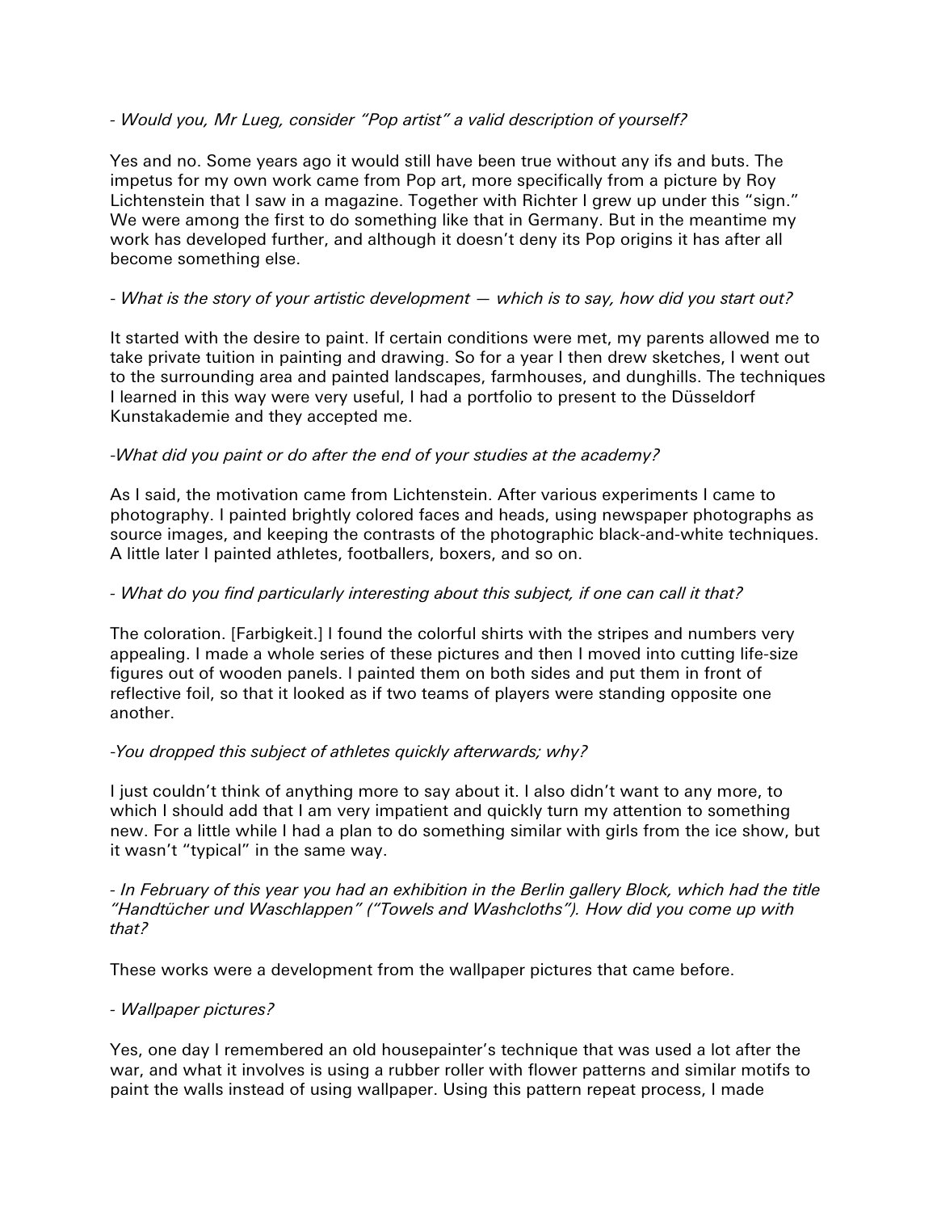- *Would you, Mr Lueg, consider "Pop artist" a valid description of yourself?*

Yes and no. Some years ago it would still have been true without any ifs and buts. The impetus for my own work came from Pop art, more specifically from a picture by Roy Lichtenstein that I saw in a magazine. Together with Richter I grew up under this "sign." We were among the first to do something like that in Germany. But in the meantime my work has developed further, and although it doesn't deny its Pop origins it has after all become something else.

- *What is the story of your artistic development — which is to say, how did you start out?*

It started with the desire to paint. If certain conditions were met, my parents allowed me to take private tuition in painting and drawing. So for a year I then drew sketches, I went out to the surrounding area and painted landscapes, farmhouses, and dunghills. The techniques I learned in this way were very useful, I had a portfolio to present to the Düsseldorf Kunstakademie and they accepted me.

-*What did you paint or do after the end of your studies at the academy?*

As I said, the motivation came from Lichtenstein. After various experiments I came to photography. I painted brightly colored faces and heads, using newspaper photographs as source images, and keeping the contrasts of the photographic black-and-white techniques. A little later I painted athletes, footballers, boxers, and so on.

- *What do you find particularly interesting about this subject, if one can call it that?*

The coloration. [Farbigkeit.] I found the colorful shirts with the stripes and numbers very appealing. I made a whole series of these pictures and then I moved into cutting life-size figures out of wooden panels. I painted them on both sides and put them in front of reflective foil, so that it looked as if two teams of players were standing opposite one another.

-*You dropped this subject of athletes quickly afterwards; why?*

I just couldn't think of anything more to say about it. I also didn't want to any more, to which I should add that I am very impatient and quickly turn my attention to something new. For a little while I had a plan to do something similar with girls from the ice show, but it wasn't "typical" in the same way.

- *In February of this year you had an exhibition in the Berlin gallery Block, which had the title "Handtücher und Waschlappen" ("Towels and Washcloths"). How did you come up with that?*

These works were a development from the wallpaper pictures that came before.

- *Wallpaper pictures?*

Yes, one day I remembered an old housepainter's technique that was used a lot after the war, and what it involves is using a rubber roller with flower patterns and similar motifs to paint the walls instead of using wallpaper. Using this pattern repeat process, I made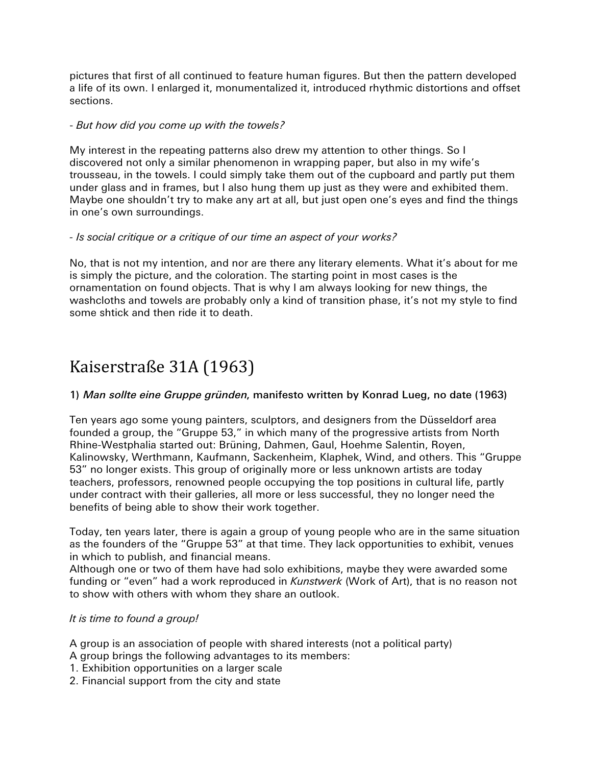pictures that first of all continued to feature human figures. But then the pattern developed a life of its own. I enlarged it, monumentalized it, introduced rhythmic distortions and offset sections.

- *But how did you come up with the towels?*

My interest in the repeating patterns also drew my attention to other things. So I discovered not only a similar phenomenon in wrapping paper, but also in my wife's trousseau, in the towels. I could simply take them out of the cupboard and partly put them under glass and in frames, but I also hung them up just as they were and exhibited them. Maybe one shouldn't try to make any art at all, but just open one's eyes and find the things in one's own surroundings.

- *Is social critique or a critique of our time an aspect of your works?*

No, that is not my intention, and nor are there any literary elements. What it's about for me is simply the picture, and the coloration. The starting point in most cases is the ornamentation on found objects. That is why I am always looking for new things, the washcloths and towels are probably only a kind of transition phase, it's not my style to find some shtick and then ride it to death.

# Kaiserstraße 31A (1963)

**1) *Man sollte eine Gruppe gründen*, manifesto written by Konrad Lueg, no date (1963)**

Ten years ago some young painters, sculptors, and designers from the Düsseldorf area founded a group, the "Gruppe 53," in which many of the progressive artists from North Rhine-Westphalia started out: Brüning, Dahmen, Gaul, Hoehme Salentin, Royen, Kalinowsky, Werthmann, Kaufmann, Sackenheim, Klaphek, Wind, and others. This "Gruppe 53" no longer exists. This group of originally more or less unknown artists are today teachers, professors, renowned people occupying the top positions in cultural life, partly under contract with their galleries, all more or less successful, they no longer need the benefits of being able to show their work together.

Today, ten years later, there is again a group of young people who are in the same situation as the founders of the "Gruppe 53" at that time. They lack opportunities to exhibit, venues in which to publish, and financial means.
Although one or two of them have had solo exhibitions, maybe they were awarded some funding or "even" had a work reproduced in *Kunstwerk* (Work of Art), that is no reason not to show with others with whom they share an outlook.

*It is time to found a group!*

A group is an association of people with shared interests (not a political party)
A group brings the following advantages to its members:
1. Exhibition opportunities on a larger scale
2. Financial support from the city and state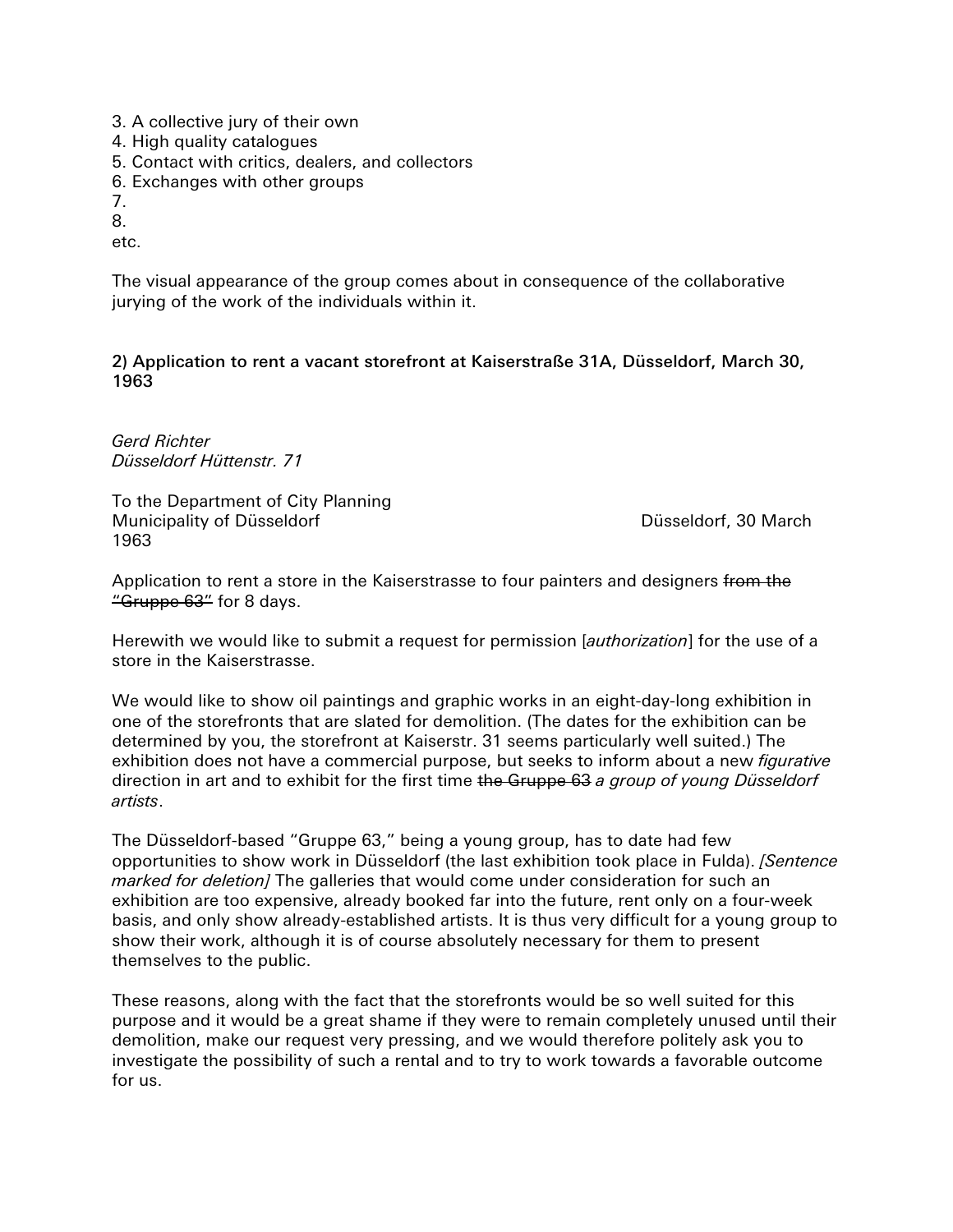3. A collective jury of their own
4. High quality catalogues
5. Contact with critics, dealers, and collectors
6. Exchanges with other groups
7.
8.
etc.

The visual appearance of the group comes about in consequence of the collaborative jurying of the work of the individuals within it.

**2) Application to rent a vacant storefront at Kaiserstraße 31A, Düsseldorf, March 30, 1963**

*Gerd Richter*
*Düsseldorf Hüttenstr. 71*

To the Department of City Planning
Municipality of Düsseldorf

Düsseldorf, 30 March 1963

Application to rent a store in the Kaiserstrasse to four painters and designers ~~from the "Gruppe 63"~~ for 8 days.

Herewith we would like to submit a request for permission [*authorization*] for the use of a store in the Kaiserstrasse.

We would like to show oil paintings and graphic works in an eight-day-long exhibition in one of the storefronts that are slated for demolition. (The dates for the exhibition can be determined by you, the storefront at Kaiserstr. 31 seems particularly well suited.) The exhibition does not have a commercial purpose, but seeks to inform about a new *figurative* direction in art and to exhibit for the first time ~~the Gruppe 63~~ *a group of young Düsseldorf artists*.

The Düsseldorf-based "Gruppe 63," being a young group, has to date had few opportunities to show work in Düsseldorf (the last exhibition took place in Fulda). *[Sentence marked for deletion]* The galleries that would come under consideration for such an exhibition are too expensive, already booked far into the future, rent only on a four-week basis, and only show already-established artists. It is thus very difficult for a young group to show their work, although it is of course absolutely necessary for them to present themselves to the public.

These reasons, along with the fact that the storefronts would be so well suited for this purpose and it would be a great shame if they were to remain completely unused until their demolition, make our request very pressing, and we would therefore politely ask you to investigate the possibility of such a rental and to try to work towards a favorable outcome for us.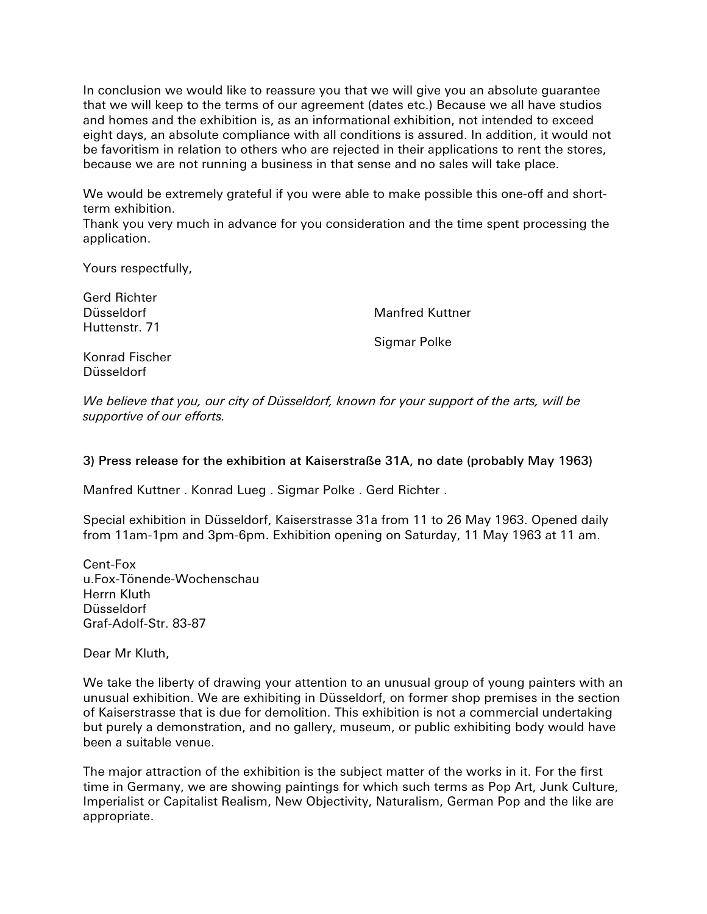In conclusion we would like to reassure you that we will give you an absolute guarantee that we will keep to the terms of our agreement (dates etc.) Because we all have studios and homes and the exhibition is, as an informational exhibition, not intended to exceed eight days, an absolute compliance with all conditions is assured. In addition, it would not be favoritism in relation to others who are rejected in their applications to rent the stores, because we are not running a business in that sense and no sales will take place.

We would be extremely grateful if you were able to make possible this one-off and short-term exhibition.
Thank you very much in advance for you consideration and the time spent processing the application.

Yours respectfully,

Gerd Richter
Düsseldorf
Huttenstr. 71

Manfred Kuttner

Sigmar Polke

Konrad Fischer
Düsseldorf

*We believe that you, our city of Düsseldorf, known for your support of the arts, will be supportive of our efforts.*

**3) Press release for the exhibition at Kaiserstraße 31A, no date (probably May 1963)**

Manfred Kuttner . Konrad Lueg . Sigmar Polke . Gerd Richter .

Special exhibition in Düsseldorf, Kaiserstrasse 31a from 11 to 26 May 1963. Opened daily from 11am-1pm and 3pm-6pm. Exhibition opening on Saturday, 11 May 1963 at 11 am.

Cent-Fox
u.Fox-Tönende-Wochenschau
Herrn Kluth
Düsseldorf
Graf-Adolf-Str. 83-87

Dear Mr Kluth,

We take the liberty of drawing your attention to an unusual group of young painters with an unusual exhibition. We are exhibiting in Düsseldorf, on former shop premises in the section of Kaiserstrasse that is due for demolition. This exhibition is not a commercial undertaking but purely a demonstration, and no gallery, museum, or public exhibiting body would have been a suitable venue.

The major attraction of the exhibition is the subject matter of the works in it. For the first time in Germany, we are showing paintings for which such terms as Pop Art, Junk Culture, Imperialist or Capitalist Realism, New Objectivity, Naturalism, German Pop and the like are appropriate.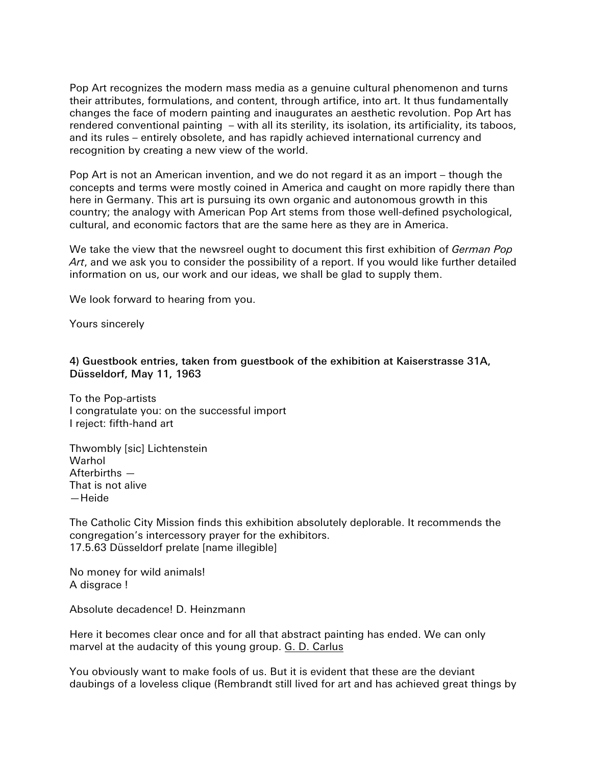Pop Art recognizes the modern mass media as a genuine cultural phenomenon and turns their attributes, formulations, and content, through artifice, into art. It thus fundamentally changes the face of modern painting and inaugurates an aesthetic revolution. Pop Art has rendered conventional painting – with all its sterility, its isolation, its artificiality, its taboos, and its rules – entirely obsolete, and has rapidly achieved international currency and recognition by creating a new view of the world.

Pop Art is not an American invention, and we do not regard it as an import – though the concepts and terms were mostly coined in America and caught on more rapidly there than here in Germany. This art is pursuing its own organic and autonomous growth in this country; the analogy with American Pop Art stems from those well-defined psychological, cultural, and economic factors that are the same here as they are in America.

We take the view that the newsreel ought to document this first exhibition of *German Pop Art*, and we ask you to consider the possibility of a report. If you would like further detailed information on us, our work and our ideas, we shall be glad to supply them.

We look forward to hearing from you.

Yours sincerely

**4) Guestbook entries, taken from guestbook of the exhibition at Kaiserstrasse 31A, Düsseldorf, May 11, 1963**

To the Pop-artists  
I congratulate you: on the successful import  
I reject: fifth-hand art

Thwombly [sic] Lichtenstein  
Warhol  
Afterbirths —  
That is not alive  
—Heide

The Catholic City Mission finds this exhibition absolutely deplorable. It recommends the congregation's intercessory prayer for the exhibitors.  
17.5.63 Düsseldorf prelate [name illegible]

No money for wild animals!  
A disgrace !

Absolute decadence! D. Heinzmann

Here it becomes clear once and for all that abstract painting has ended. We can only marvel at the audacity of this young group. G. D. Carlus

You obviously want to make fools of us. But it is evident that these are the deviant daubings of a loveless clique (Rembrandt still lived for art and has achieved great things by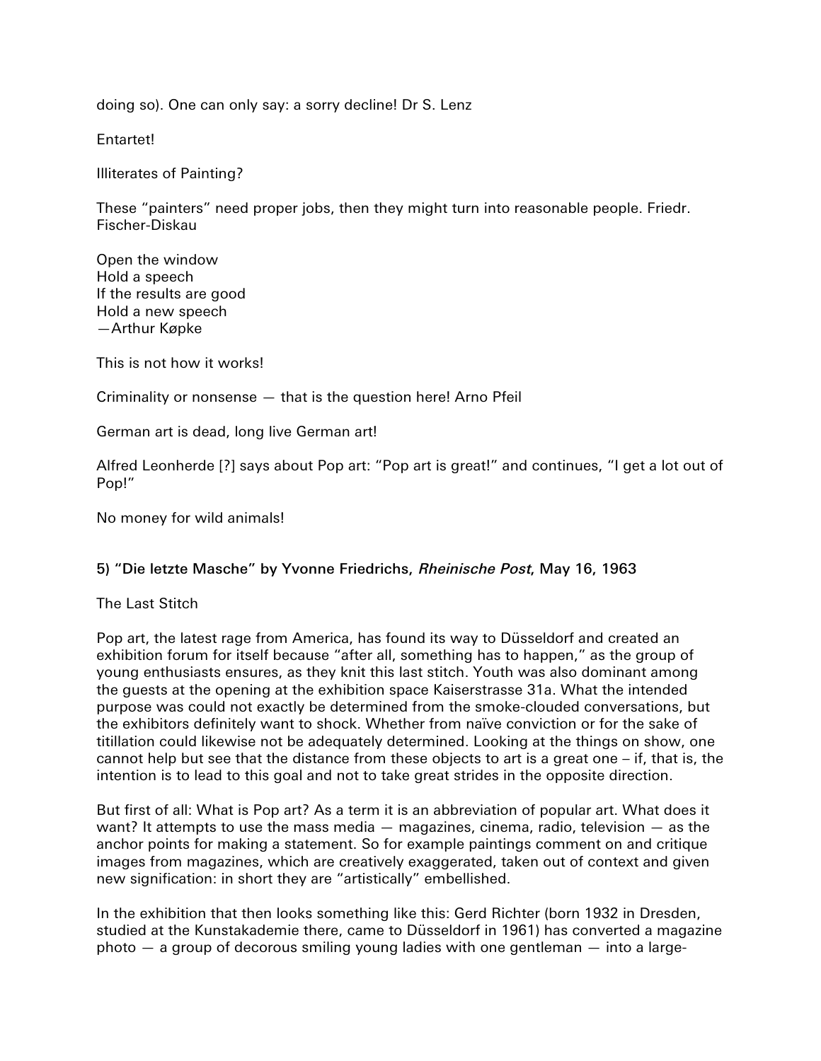doing so). One can only say: a sorry decline! Dr S. Lenz

Entartet!

Illiterates of Painting?

These "painters" need proper jobs, then they might turn into reasonable people. Friedr. Fischer-Diskau

Open the window
Hold a speech
If the results are good
Hold a new speech
—Arthur Køpke

This is not how it works!

Criminality or nonsense — that is the question here! Arno Pfeil

German art is dead, long live German art!

Alfred Leonherde [?] says about Pop art: "Pop art is great!" and continues, "I get a lot out of Pop!"

No money for wild animals!

**5) "Die letzte Masche" by Yvonne Friedrichs, *Rheinische Post*, May 16, 1963**

The Last Stitch

Pop art, the latest rage from America, has found its way to Düsseldorf and created an exhibition forum for itself because "after all, something has to happen," as the group of young enthusiasts ensures, as they knit this last stitch. Youth was also dominant among the guests at the opening at the exhibition space Kaiserstrasse 31a. What the intended purpose was could not exactly be determined from the smoke-clouded conversations, but the exhibitors definitely want to shock. Whether from naïve conviction or for the sake of titillation could likewise not be adequately determined. Looking at the things on show, one cannot help but see that the distance from these objects to art is a great one – if, that is, the intention is to lead to this goal and not to take great strides in the opposite direction.

But first of all: What is Pop art? As a term it is an abbreviation of popular art. What does it want? It attempts to use the mass media — magazines, cinema, radio, television — as the anchor points for making a statement. So for example paintings comment on and critique images from magazines, which are creatively exaggerated, taken out of context and given new signification: in short they are "artistically" embellished.

In the exhibition that then looks something like this: Gerd Richter (born 1932 in Dresden, studied at the Kunstakademie there, came to Düsseldorf in 1961) has converted a magazine photo — a group of decorous smiling young ladies with one gentleman — into a large-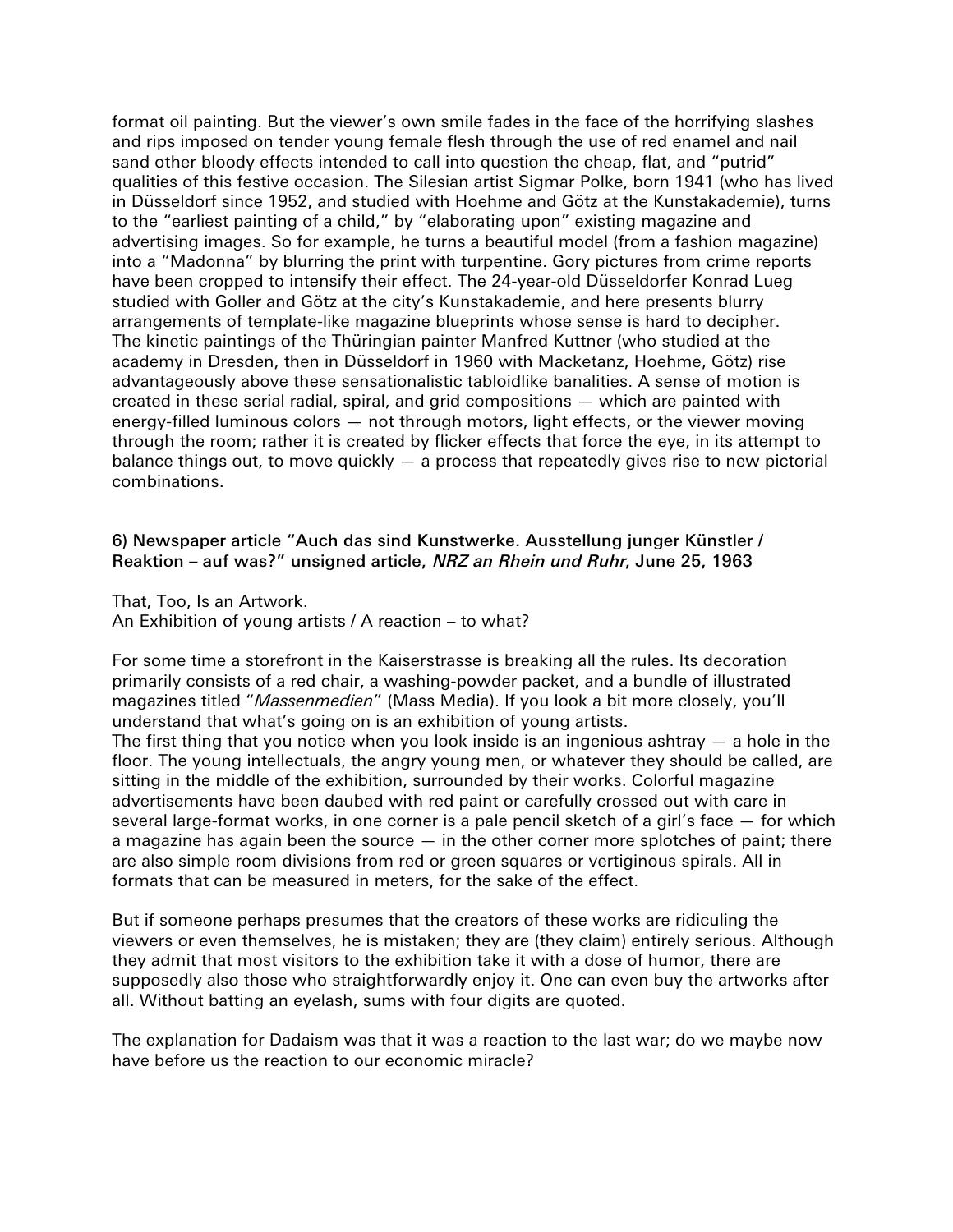format oil painting. But the viewer's own smile fades in the face of the horrifying slashes and rips imposed on tender young female flesh through the use of red enamel and nail sand other bloody effects intended to call into question the cheap, flat, and "putrid" qualities of this festive occasion. The Silesian artist Sigmar Polke, born 1941 (who has lived in Düsseldorf since 1952, and studied with Hoehme and Götz at the Kunstakademie), turns to the "earliest painting of a child," by "elaborating upon" existing magazine and advertising images. So for example, he turns a beautiful model (from a fashion magazine) into a "Madonna" by blurring the print with turpentine. Gory pictures from crime reports have been cropped to intensify their effect. The 24-year-old Düsseldorfer Konrad Lueg studied with Goller and Götz at the city's Kunstakademie, and here presents blurry arrangements of template-like magazine blueprints whose sense is hard to decipher. The kinetic paintings of the Thüringian painter Manfred Kuttner (who studied at the academy in Dresden, then in Düsseldorf in 1960 with Macketanz, Hoehme, Götz) rise advantageously above these sensationalistic tabloidlike banalities. A sense of motion is created in these serial radial, spiral, and grid compositions — which are painted with energy-filled luminous colors — not through motors, light effects, or the viewer moving through the room; rather it is created by flicker effects that force the eye, in its attempt to balance things out, to move quickly — a process that repeatedly gives rise to new pictorial combinations.

### 6) Newspaper article "Auch das sind Kunstwerke. Ausstellung junger Künstler / Reaktion – auf was?" unsigned article, *NRZ an Rhein und Ruhr*, June 25, 1963

That, Too, Is an Artwork.
An Exhibition of young artists / A reaction – to what?

For some time a storefront in the Kaiserstrasse is breaking all the rules. Its decoration primarily consists of a red chair, a washing-powder packet, and a bundle of illustrated magazines titled "*Massenmedien*" (Mass Media). If you look a bit more closely, you'll understand that what's going on is an exhibition of young artists.
The first thing that you notice when you look inside is an ingenious ashtray — a hole in the floor. The young intellectuals, the angry young men, or whatever they should be called, are sitting in the middle of the exhibition, surrounded by their works. Colorful magazine advertisements have been daubed with red paint or carefully crossed out with care in several large-format works, in one corner is a pale pencil sketch of a girl's face — for which a magazine has again been the source — in the other corner more splotches of paint; there are also simple room divisions from red or green squares or vertiginous spirals. All in formats that can be measured in meters, for the sake of the effect.

But if someone perhaps presumes that the creators of these works are ridiculing the viewers or even themselves, he is mistaken; they are (they claim) entirely serious. Although they admit that most visitors to the exhibition take it with a dose of humor, there are supposedly also those who straightforwardly enjoy it. One can even buy the artworks after all. Without batting an eyelash, sums with four digits are quoted.

The explanation for Dadaism was that it was a reaction to the last war; do we maybe now have before us the reaction to our economic miracle?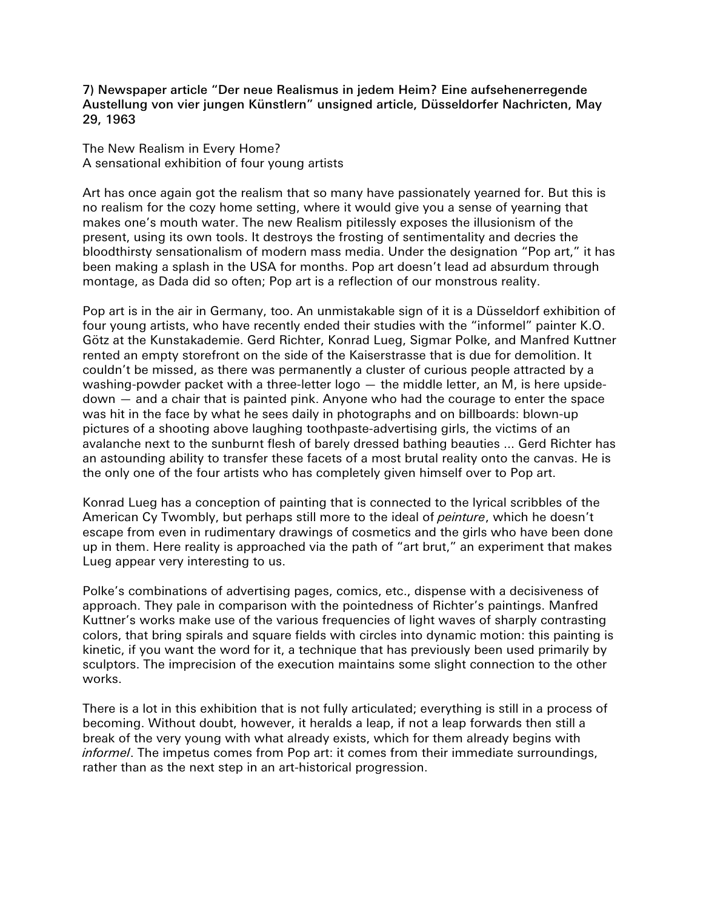**7) Newspaper article "Der neue Realismus in jedem Heim? Eine aufsehenerregende Austellung von vier jungen Künstlern" unsigned article, Düsseldorfer Nachricten, May 29, 1963**

The New Realism in Every Home?
A sensational exhibition of four young artists

Art has once again got the realism that so many have passionately yearned for. But this is no realism for the cozy home setting, where it would give you a sense of yearning that makes one's mouth water. The new Realism pitilessly exposes the illusionism of the present, using its own tools. It destroys the frosting of sentimentality and decries the bloodthirsty sensationalism of modern mass media. Under the designation "Pop art," it has been making a splash in the USA for months. Pop art doesn't lead ad absurdum through montage, as Dada did so often; Pop art is a reflection of our monstrous reality.

Pop art is in the air in Germany, too. An unmistakable sign of it is a Düsseldorf exhibition of four young artists, who have recently ended their studies with the "informel" painter K.O. Götz at the Kunstakademie. Gerd Richter, Konrad Lueg, Sigmar Polke, and Manfred Kuttner rented an empty storefront on the side of the Kaiserstrasse that is due for demolition. It couldn't be missed, as there was permanently a cluster of curious people attracted by a washing-powder packet with a three-letter logo — the middle letter, an M, is here upside-down — and a chair that is painted pink. Anyone who had the courage to enter the space was hit in the face by what he sees daily in photographs and on billboards: blown-up pictures of a shooting above laughing toothpaste-advertising girls, the victims of an avalanche next to the sunburnt flesh of barely dressed bathing beauties ... Gerd Richter has an astounding ability to transfer these facets of a most brutal reality onto the canvas. He is the only one of the four artists who has completely given himself over to Pop art.

Konrad Lueg has a conception of painting that is connected to the lyrical scribbles of the American Cy Twombly, but perhaps still more to the ideal of *peinture*, which he doesn't escape from even in rudimentary drawings of cosmetics and the girls who have been done up in them. Here reality is approached via the path of "art brut," an experiment that makes Lueg appear very interesting to us.

Polke's combinations of advertising pages, comics, etc., dispense with a decisiveness of approach. They pale in comparison with the pointedness of Richter's paintings. Manfred Kuttner's works make use of the various frequencies of light waves of sharply contrasting colors, that bring spirals and square fields with circles into dynamic motion: this painting is kinetic, if you want the word for it, a technique that has previously been used primarily by sculptors. The imprecision of the execution maintains some slight connection to the other works.

There is a lot in this exhibition that is not fully articulated; everything is still in a process of becoming. Without doubt, however, it heralds a leap, if not a leap forwards then still a break of the very young with what already exists, which for them already begins with *informel*. The impetus comes from Pop art: it comes from their immediate surroundings, rather than as the next step in an art-historical progression.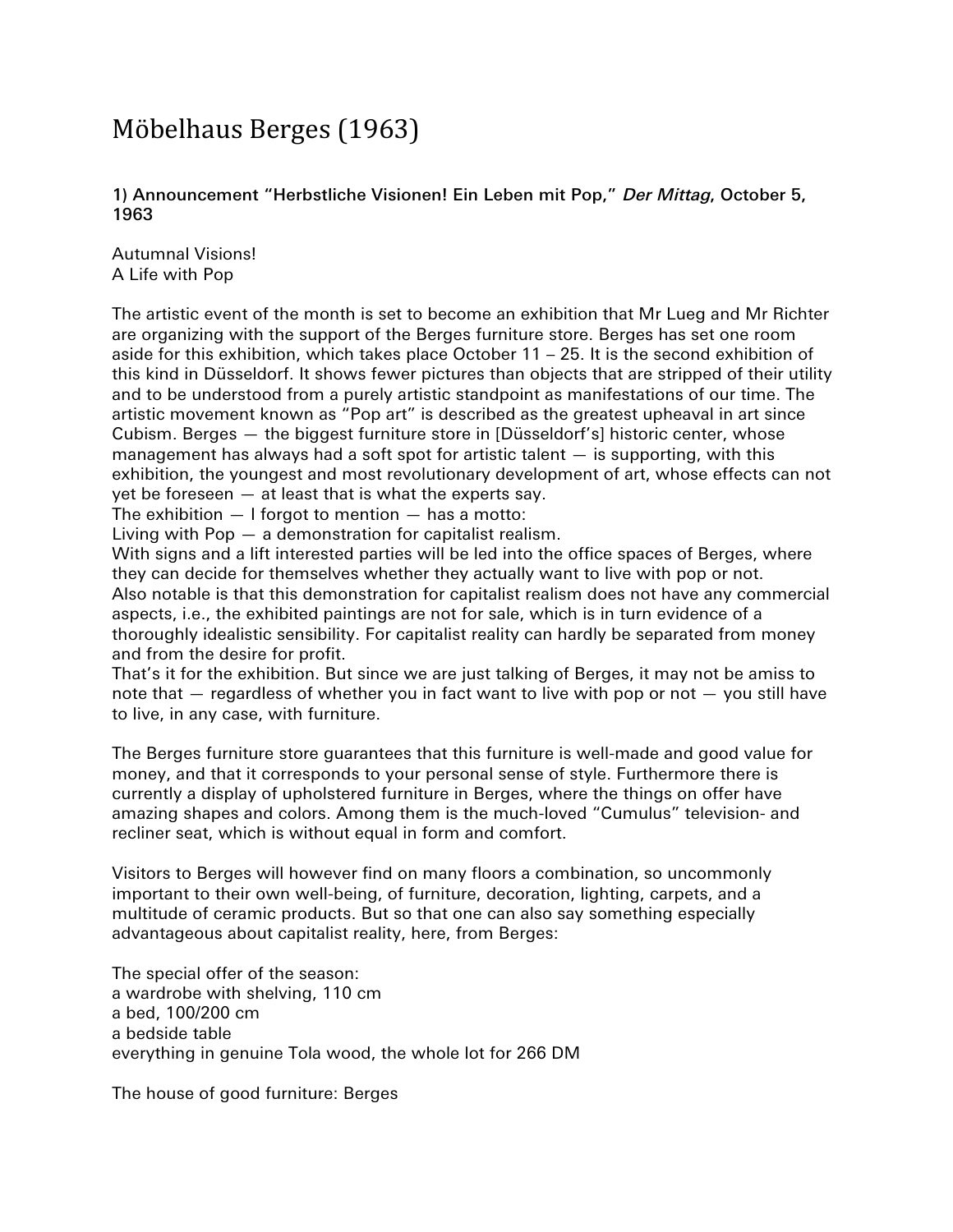# Möbelhaus Berges (1963)

**1) Announcement "Herbstliche Visionen! Ein Leben mit Pop,"** ***Der Mittag*****, October 5, 1963**

Autumnal Visions!
A Life with Pop

The artistic event of the month is set to become an exhibition that Mr Lueg and Mr Richter are organizing with the support of the Berges furniture store. Berges has set one room aside for this exhibition, which takes place October 11 – 25. It is the second exhibition of this kind in Düsseldorf. It shows fewer pictures than objects that are stripped of their utility and to be understood from a purely artistic standpoint as manifestations of our time. The artistic movement known as "Pop art" is described as the greatest upheaval in art since Cubism. Berges — the biggest furniture store in [Düsseldorf's] historic center, whose management has always had a soft spot for artistic talent — is supporting, with this exhibition, the youngest and most revolutionary development of art, whose effects can not yet be foreseen — at least that is what the experts say.
The exhibition — I forgot to mention — has a motto:
Living with Pop — a demonstration for capitalist realism.
With signs and a lift interested parties will be led into the office spaces of Berges, where they can decide for themselves whether they actually want to live with pop or not.
Also notable is that this demonstration for capitalist realism does not have any commercial aspects, i.e., the exhibited paintings are not for sale, which is in turn evidence of a thoroughly idealistic sensibility. For capitalist reality can hardly be separated from money and from the desire for profit.
That's it for the exhibition. But since we are just talking of Berges, it may not be amiss to note that — regardless of whether you in fact want to live with pop or not — you still have to live, in any case, with furniture.

The Berges furniture store guarantees that this furniture is well-made and good value for money, and that it corresponds to your personal sense of style. Furthermore there is currently a display of upholstered furniture in Berges, where the things on offer have amazing shapes and colors. Among them is the much-loved "Cumulus" television- and recliner seat, which is without equal in form and comfort.

Visitors to Berges will however find on many floors a combination, so uncommonly important to their own well-being, of furniture, decoration, lighting, carpets, and a multitude of ceramic products. But so that one can also say something especially advantageous about capitalist reality, here, from Berges:

The special offer of the season:
a wardrobe with shelving, 110 cm
a bed, 100/200 cm
a bedside table
everything in genuine Tola wood, the whole lot for 266 DM

The house of good furniture: Berges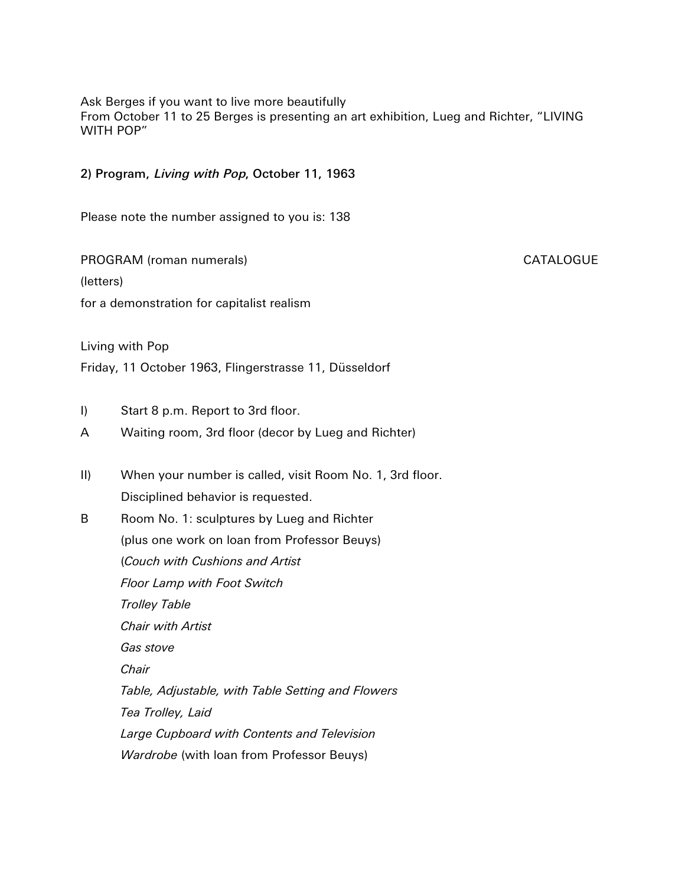Ask Berges if you want to live more beautifully
From October 11 to 25 Berges is presenting an art exhibition, Lueg and Richter, "LIVING WITH POP"

**2) Program, *Living with Pop*, October 11, 1963**

Please note the number assigned to you is: 138

PROGRAM (roman numerals) CATALOGUE
(letters)
for a demonstration for capitalist realism

Living with Pop
Friday, 11 October 1963, Flingerstrasse 11, Düsseldorf

I) Start 8 p.m. Report to 3rd floor.

A Waiting room, 3rd floor (decor by Lueg and Richter)

II) When your number is called, visit Room No. 1, 3rd floor.
Disciplined behavior is requested.

B Room No. 1: sculptures by Lueg and Richter
(plus one work on loan from Professor Beuys)
(*Couch with Cushions and Artist*
*Floor Lamp with Foot Switch*
*Trolley Table*
*Chair with Artist*
*Gas stove*
*Chair*
*Table, Adjustable, with Table Setting and Flowers*
*Tea Trolley, Laid*
*Large Cupboard with Contents and Television*
*Wardrobe* (with loan from Professor Beuys)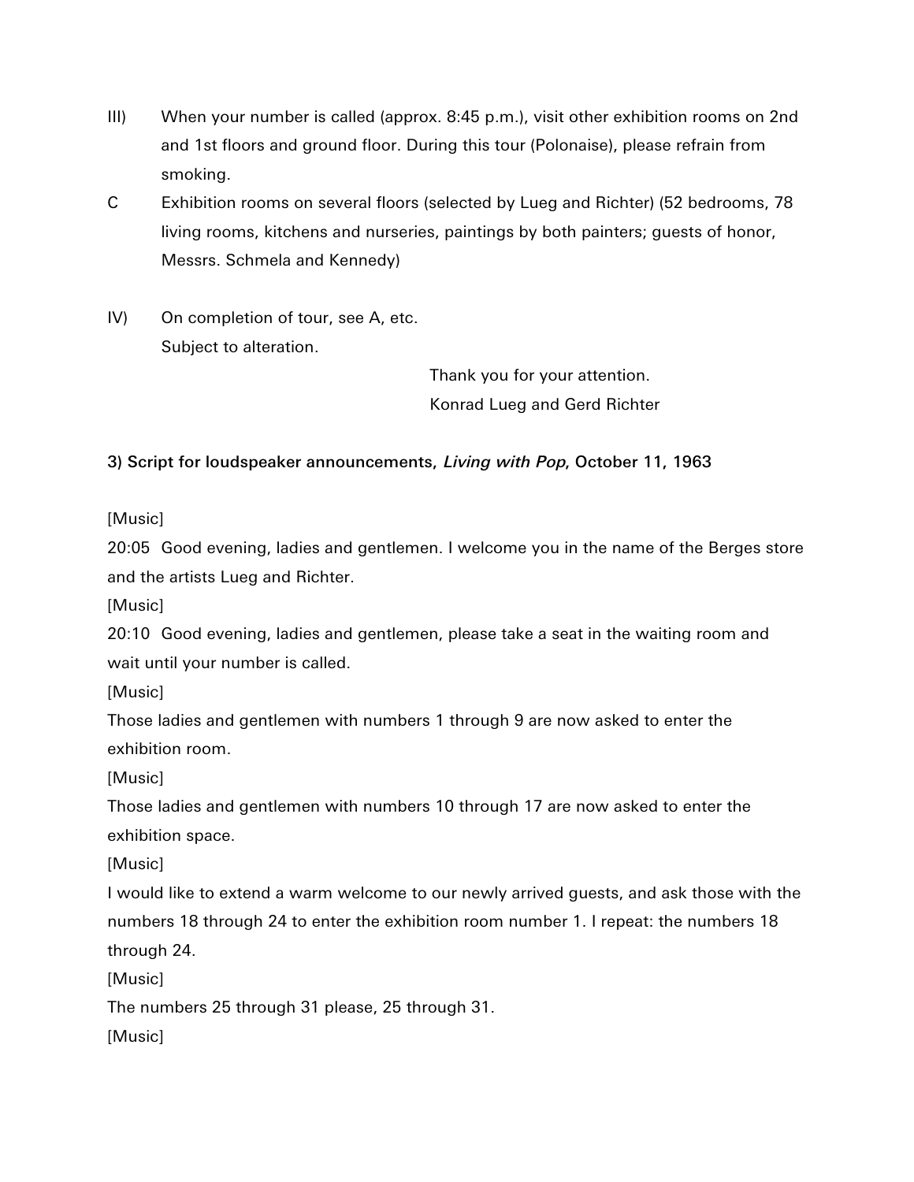III) When your number is called (approx. 8:45 p.m.), visit other exhibition rooms on 2nd and 1st floors and ground floor. During this tour (Polonaise), please refrain from smoking.

C Exhibition rooms on several floors (selected by Lueg and Richter) (52 bedrooms, 78 living rooms, kitchens and nurseries, paintings by both painters; guests of honor, Messrs. Schmela and Kennedy)

IV) On completion of tour, see A, etc.
Subject to alteration.

Thank you for your attention.
Konrad Lueg and Gerd Richter

**3) Script for loudspeaker announcements, *Living with Pop*, October 11, 1963**

[Music]

20:05 Good evening, ladies and gentlemen. I welcome you in the name of the Berges store and the artists Lueg and Richter.

[Music]

20:10 Good evening, ladies and gentlemen, please take a seat in the waiting room and wait until your number is called.

[Music]

Those ladies and gentlemen with numbers 1 through 9 are now asked to enter the exhibition room.

[Music]

Those ladies and gentlemen with numbers 10 through 17 are now asked to enter the exhibition space.

[Music]

I would like to extend a warm welcome to our newly arrived guests, and ask those with the numbers 18 through 24 to enter the exhibition room number 1. I repeat: the numbers 18 through 24.

[Music]

The numbers 25 through 31 please, 25 through 31.

[Music]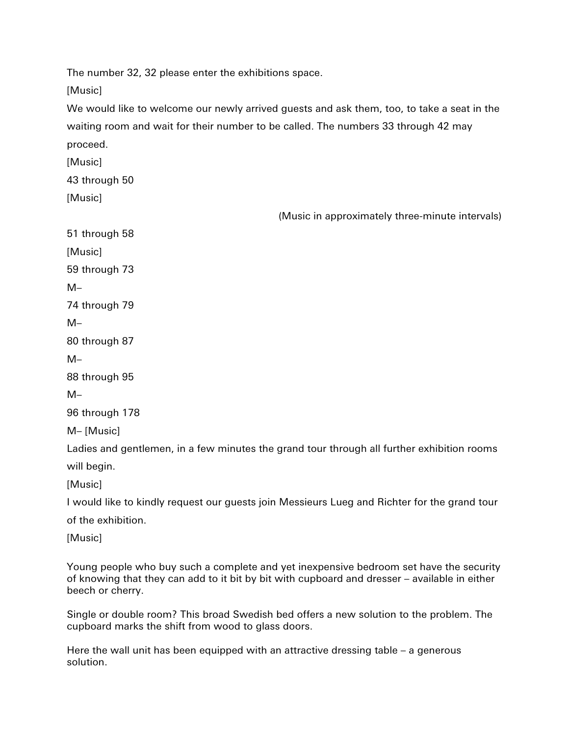The number 32, 32 please enter the exhibitions space.

[Music]

We would like to welcome our newly arrived guests and ask them, too, to take a seat in the waiting room and wait for their number to be called. The numbers 33 through 42 may proceed.

[Music]

43 through 50

[Music]

(Music in approximately three-minute intervals)

51 through 58

[Music]

59 through 73

M–

74 through 79

M–

80 through 87

M–

88 through 95

M–

96 through 178

M– [Music]

Ladies and gentlemen, in a few minutes the grand tour through all further exhibition rooms will begin.

[Music]

I would like to kindly request our guests join Messieurs Lueg and Richter for the grand tour of the exhibition.

[Music]

Young people who buy such a complete and yet inexpensive bedroom set have the security of knowing that they can add to it bit by bit with cupboard and dresser – available in either beech or cherry.

Single or double room? This broad Swedish bed offers a new solution to the problem. The cupboard marks the shift from wood to glass doors.

Here the wall unit has been equipped with an attractive dressing table – a generous solution.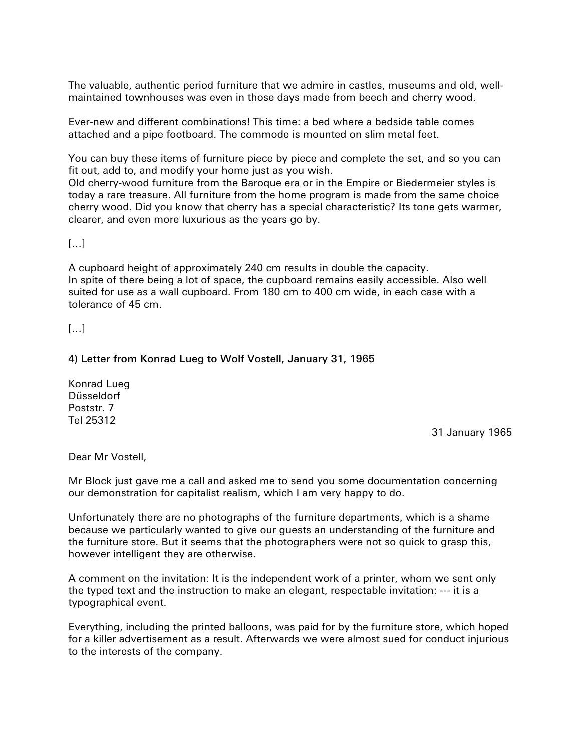The valuable, authentic period furniture that we admire in castles, museums and old, well-maintained townhouses was even in those days made from beech and cherry wood.

Ever-new and different combinations! This time: a bed where a bedside table comes attached and a pipe footboard. The commode is mounted on slim metal feet.

You can buy these items of furniture piece by piece and complete the set, and so you can fit out, add to, and modify your home just as you wish.
Old cherry-wood furniture from the Baroque era or in the Empire or Biedermeier styles is today a rare treasure. All furniture from the home program is made from the same choice cherry wood. Did you know that cherry has a special characteristic? Its tone gets warmer, clearer, and even more luxurious as the years go by.

[…]

A cupboard height of approximately 240 cm results in double the capacity.
In spite of there being a lot of space, the cupboard remains easily accessible. Also well suited for use as a wall cupboard. From 180 cm to 400 cm wide, in each case with a tolerance of 45 cm.

[…]

**4) Letter from Konrad Lueg to Wolf Vostell, January 31, 1965**

Konrad Lueg
Düsseldorf
Poststr. 7
Tel 25312

31 January 1965

Dear Mr Vostell,

Mr Block just gave me a call and asked me to send you some documentation concerning our demonstration for capitalist realism, which I am very happy to do.

Unfortunately there are no photographs of the furniture departments, which is a shame because we particularly wanted to give our guests an understanding of the furniture and the furniture store. But it seems that the photographers were not so quick to grasp this, however intelligent they are otherwise.

A comment on the invitation: It is the independent work of a printer, whom we sent only the typed text and the instruction to make an elegant, respectable invitation: --- it is a typographical event.

Everything, including the printed balloons, was paid for by the furniture store, which hoped for a killer advertisement as a result. Afterwards we were almost sued for conduct injurious to the interests of the company.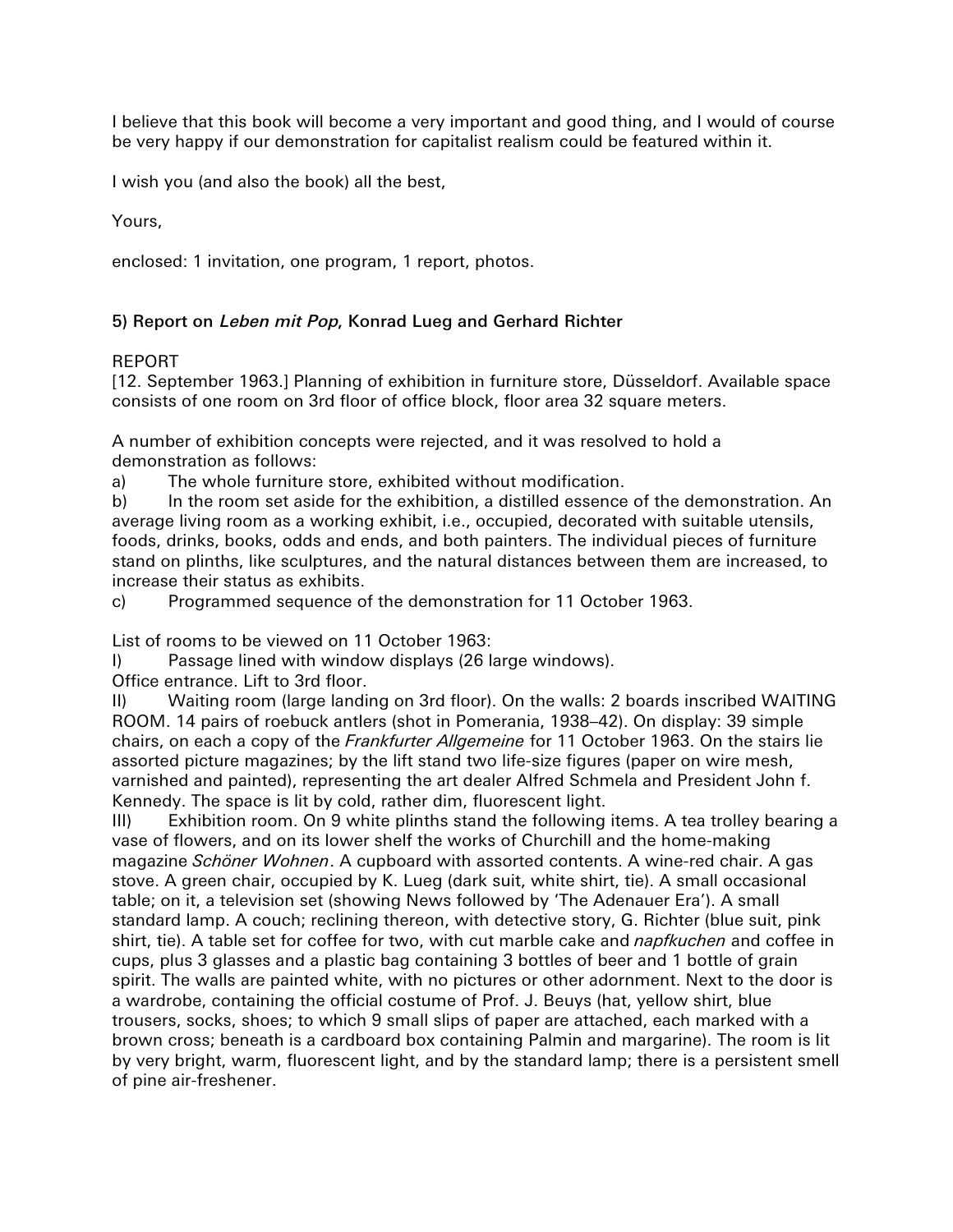I believe that this book will become a very important and good thing, and I would of course be very happy if our demonstration for capitalist realism could be featured within it.

I wish you (and also the book) all the best,

Yours,

enclosed: 1 invitation, one program, 1 report, photos.

### 5) Report on *Leben mit Pop*, Konrad Lueg and Gerhard Richter

REPORT
[12. September 1963.] Planning of exhibition in furniture store, Düsseldorf. Available space consists of one room on 3rd floor of office block, floor area 32 square meters.

A number of exhibition concepts were rejected, and it was resolved to hold a demonstration as follows:

a) The whole furniture store, exhibited without modification.

b) In the room set aside for the exhibition, a distilled essence of the demonstration. An average living room as a working exhibit, i.e., occupied, decorated with suitable utensils, foods, drinks, books, odds and ends, and both painters. The individual pieces of furniture stand on plinths, like sculptures, and the natural distances between them are increased, to increase their status as exhibits.

c) Programmed sequence of the demonstration for 11 October 1963.

List of rooms to be viewed on 11 October 1963:

I) Passage lined with window displays (26 large windows).
Office entrance. Lift to 3rd floor.

II) Waiting room (large landing on 3rd floor). On the walls: 2 boards inscribed WAITING ROOM. 14 pairs of roebuck antlers (shot in Pomerania, 1938–42). On display: 39 simple chairs, on each a copy of the *Frankfurter Allgemeine* for 11 October 1963. On the stairs lie assorted picture magazines; by the lift stand two life-size figures (paper on wire mesh, varnished and painted), representing the art dealer Alfred Schmela and President John f. Kennedy. The space is lit by cold, rather dim, fluorescent light.

III) Exhibition room. On 9 white plinths stand the following items. A tea trolley bearing a vase of flowers, and on its lower shelf the works of Churchill and the home-making magazine *Schöner Wohnen*. A cupboard with assorted contents. A wine-red chair. A gas stove. A green chair, occupied by K. Lueg (dark suit, white shirt, tie). A small occasional table; on it, a television set (showing News followed by 'The Adenauer Era'). A small standard lamp. A couch; reclining thereon, with detective story, G. Richter (blue suit, pink shirt, tie). A table set for coffee for two, with cut marble cake and *napfkuchen* and coffee in cups, plus 3 glasses and a plastic bag containing 3 bottles of beer and 1 bottle of grain spirit. The walls are painted white, with no pictures or other adornment. Next to the door is a wardrobe, containing the official costume of Prof. J. Beuys (hat, yellow shirt, blue trousers, socks, shoes; to which 9 small slips of paper are attached, each marked with a brown cross; beneath is a cardboard box containing Palmin and margarine). The room is lit by very bright, warm, fluorescent light, and by the standard lamp; there is a persistent smell of pine air-freshener.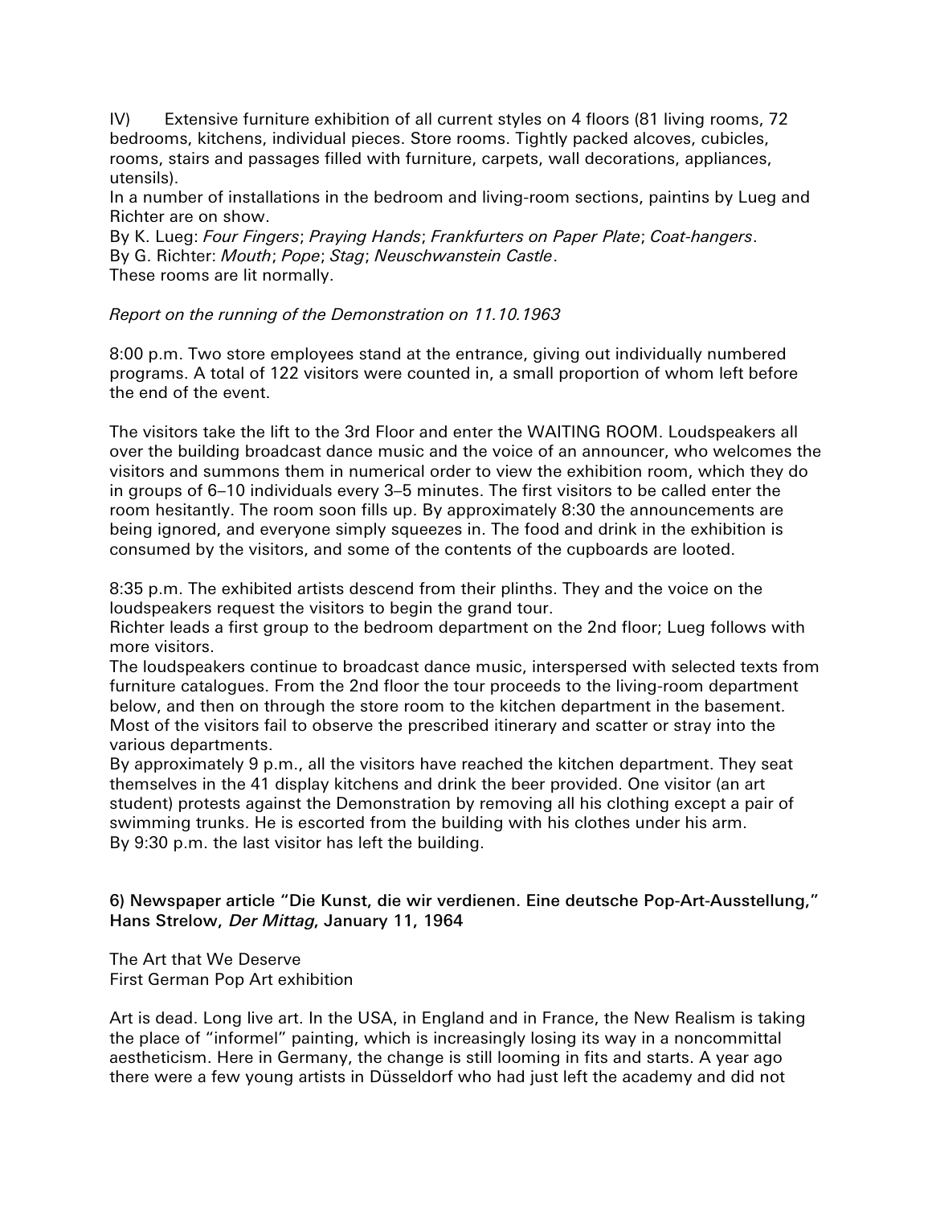IV) Extensive furniture exhibition of all current styles on 4 floors (81 living rooms, 72 bedrooms, kitchens, individual pieces. Store rooms. Tightly packed alcoves, cubicles, rooms, stairs and passages filled with furniture, carpets, wall decorations, appliances, utensils).
In a number of installations in the bedroom and living-room sections, paintins by Lueg and Richter are on show.
By K. Lueg: *Four Fingers*; *Praying Hands*; *Frankfurters on Paper Plate*; *Coat-hangers*.
By G. Richter: *Mouth*; *Pope*; *Stag*; *Neuschwanstein Castle*.
These rooms are lit normally.

*Report on the running of the Demonstration on 11.10.1963*

8:00 p.m. Two store employees stand at the entrance, giving out individually numbered programs. A total of 122 visitors were counted in, a small proportion of whom left before the end of the event.

The visitors take the lift to the 3rd Floor and enter the WAITING ROOM. Loudspeakers all over the building broadcast dance music and the voice of an announcer, who welcomes the visitors and summons them in numerical order to view the exhibition room, which they do in groups of 6–10 individuals every 3–5 minutes. The first visitors to be called enter the room hesitantly. The room soon fills up. By approximately 8:30 the announcements are being ignored, and everyone simply squeezes in. The food and drink in the exhibition is consumed by the visitors, and some of the contents of the cupboards are looted.

8:35 p.m. The exhibited artists descend from their plinths. They and the voice on the loudspeakers request the visitors to begin the grand tour.
Richter leads a first group to the bedroom department on the 2nd floor; Lueg follows with more visitors.
The loudspeakers continue to broadcast dance music, interspersed with selected texts from furniture catalogues. From the 2nd floor the tour proceeds to the living-room department below, and then on through the store room to the kitchen department in the basement. Most of the visitors fail to observe the prescribed itinerary and scatter or stray into the various departments.
By approximately 9 p.m., all the visitors have reached the kitchen department. They seat themselves in the 41 display kitchens and drink the beer provided. One visitor (an art student) protests against the Demonstration by removing all his clothing except a pair of swimming trunks. He is escorted from the building with his clothes under his arm.
By 9:30 p.m. the last visitor has left the building.

**6) Newspaper article "Die Kunst, die wir verdienen. Eine deutsche Pop-Art-Ausstellung," Hans Strelow, *Der Mittag*, January 11, 1964**

The Art that We Deserve
First German Pop Art exhibition

Art is dead. Long live art. In the USA, in England and in France, the New Realism is taking the place of "informel" painting, which is increasingly losing its way in a noncommittal aestheticism. Here in Germany, the change is still looming in fits and starts. A year ago there were a few young artists in Düsseldorf who had just left the academy and did not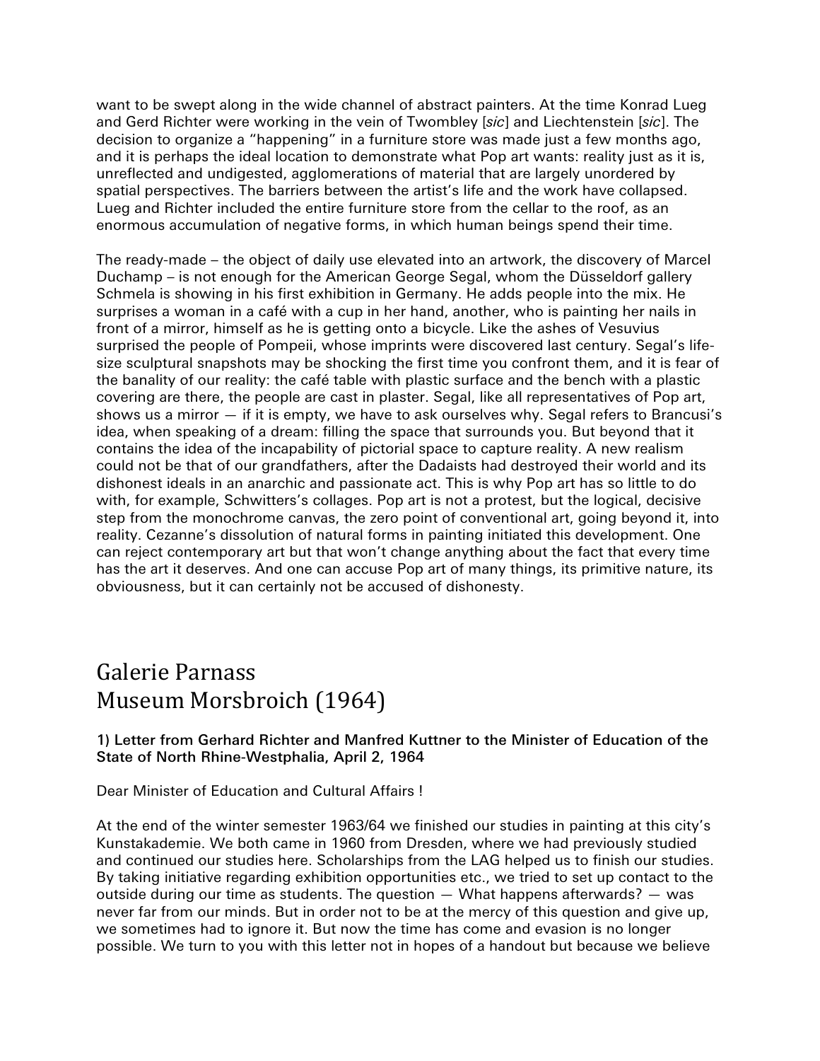want to be swept along in the wide channel of abstract painters. At the time Konrad Lueg and Gerd Richter were working in the vein of Twombley [*sic*] and Liechtenstein [*sic*]. The decision to organize a "happening" in a furniture store was made just a few months ago, and it is perhaps the ideal location to demonstrate what Pop art wants: reality just as it is, unreflected and undigested, agglomerations of material that are largely unordered by spatial perspectives. The barriers between the artist's life and the work have collapsed. Lueg and Richter included the entire furniture store from the cellar to the roof, as an enormous accumulation of negative forms, in which human beings spend their time.

The ready-made – the object of daily use elevated into an artwork, the discovery of Marcel Duchamp – is not enough for the American George Segal, whom the Düsseldorf gallery Schmela is showing in his first exhibition in Germany. He adds people into the mix. He surprises a woman in a café with a cup in her hand, another, who is painting her nails in front of a mirror, himself as he is getting onto a bicycle. Like the ashes of Vesuvius surprised the people of Pompeii, whose imprints were discovered last century. Segal's life-size sculptural snapshots may be shocking the first time you confront them, and it is fear of the banality of our reality: the café table with plastic surface and the bench with a plastic covering are there, the people are cast in plaster. Segal, like all representatives of Pop art, shows us a mirror — if it is empty, we have to ask ourselves why. Segal refers to Brancusi's idea, when speaking of a dream: filling the space that surrounds you. But beyond that it contains the idea of the incapability of pictorial space to capture reality. A new realism could not be that of our grandfathers, after the Dadaists had destroyed their world and its dishonest ideals in an anarchic and passionate act. This is why Pop art has so little to do with, for example, Schwitters's collages. Pop art is not a protest, but the logical, decisive step from the monochrome canvas, the zero point of conventional art, going beyond it, into reality. Cezanne's dissolution of natural forms in painting initiated this development. One can reject contemporary art but that won't change anything about the fact that every time has the art it deserves. And one can accuse Pop art of many things, its primitive nature, its obviousness, but it can certainly not be accused of dishonesty.

# Galerie Parnass
# Museum Morsbroich (1964)

**1) Letter from Gerhard Richter and Manfred Kuttner to the Minister of Education of the State of North Rhine-Westphalia, April 2, 1964**

Dear Minister of Education and Cultural Affairs !

At the end of the winter semester 1963/64 we finished our studies in painting at this city's Kunstakademie. We both came in 1960 from Dresden, where we had previously studied and continued our studies here. Scholarships from the LAG helped us to finish our studies. By taking initiative regarding exhibition opportunities etc., we tried to set up contact to the outside during our time as students. The question — What happens afterwards? — was never far from our minds. But in order not to be at the mercy of this question and give up, we sometimes had to ignore it. But now the time has come and evasion is no longer possible. We turn to you with this letter not in hopes of a handout but because we believe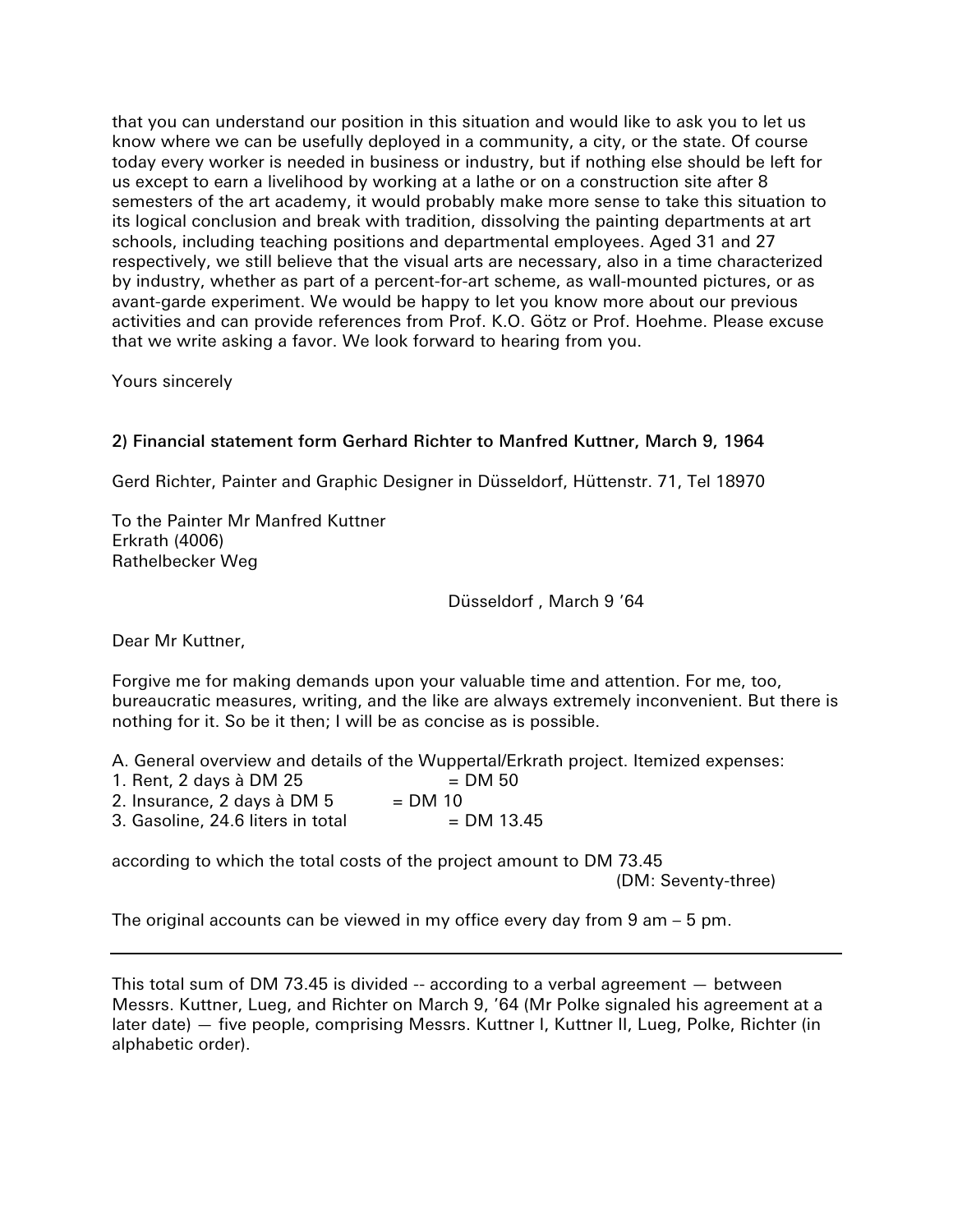that you can understand our position in this situation and would like to ask you to let us know where we can be usefully deployed in a community, a city, or the state. Of course today every worker is needed in business or industry, but if nothing else should be left for us except to earn a livelihood by working at a lathe or on a construction site after 8 semesters of the art academy, it would probably make more sense to take this situation to its logical conclusion and break with tradition, dissolving the painting departments at art schools, including teaching positions and departmental employees. Aged 31 and 27 respectively, we still believe that the visual arts are necessary, also in a time characterized by industry, whether as part of a percent-for-art scheme, as wall-mounted pictures, or as avant-garde experiment. We would be happy to let you know more about our previous activities and can provide references from Prof. K.O. Götz or Prof. Hoehme. Please excuse that we write asking a favor. We look forward to hearing from you.

Yours sincerely

**2) Financial statement form Gerhard Richter to Manfred Kuttner, March 9, 1964**

Gerd Richter, Painter and Graphic Designer in Düsseldorf, Hüttenstr. 71, Tel 18970

To the Painter Mr Manfred Kuttner
Erkrath (4006)
Rathelbecker Weg

Düsseldorf , March 9 '64

Dear Mr Kuttner,

Forgive me for making demands upon your valuable time and attention. For me, too, bureaucratic measures, writing, and the like are always extremely inconvenient. But there is nothing for it. So be it then; I will be as concise as is possible.

A. General overview and details of the Wuppertal/Erkrath project. Itemized expenses:
1. Rent, 2 days à DM 25 = DM 50
2. Insurance, 2 days à DM 5 = DM 10
3. Gasoline, 24.6 liters in total = DM 13.45

according to which the total costs of the project amount to DM 73.45
(DM: Seventy-three)

The original accounts can be viewed in my office every day from 9 am – 5 pm.

---

This total sum of DM 73.45 is divided -- according to a verbal agreement — between Messrs. Kuttner, Lueg, and Richter on March 9, '64 (Mr Polke signaled his agreement at a later date) — five people, comprising Messrs. Kuttner I, Kuttner II, Lueg, Polke, Richter (in alphabetic order).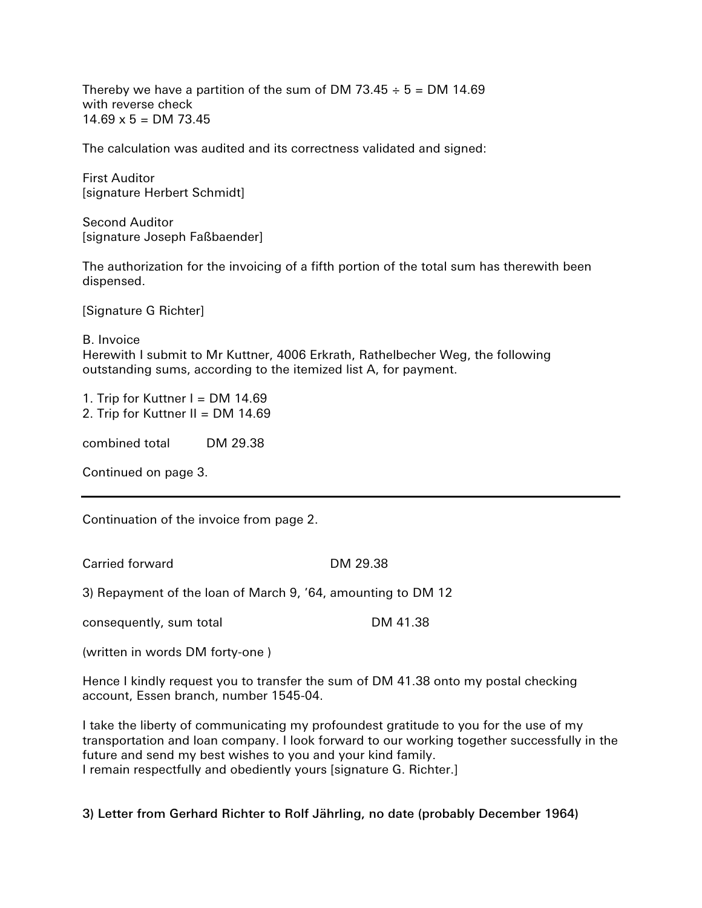Thereby we have a partition of the sum of DM 73.45 ÷ 5 = DM 14.69
with reverse check
14.69 x 5 = DM 73.45

The calculation was audited and its correctness validated and signed:

First Auditor
[signature Herbert Schmidt]

Second Auditor
[signature Joseph Faßbaender]

The authorization for the invoicing of a fifth portion of the total sum has therewith been dispensed.

[Signature G Richter]

B. Invoice
Herewith I submit to Mr Kuttner, 4006 Erkrath, Rathelbecher Weg, the following outstanding sums, according to the itemized list A, for payment.

1. Trip for Kuttner I = DM 14.69
2. Trip for Kuttner II = DM 14.69

combined total DM 29.38

Continued on page 3.

---

Continuation of the invoice from page 2.

Carried forward DM 29.38

3) Repayment of the loan of March 9, '64, amounting to DM 12

consequently, sum total DM 41.38

(written in words DM forty-one )

Hence I kindly request you to transfer the sum of DM 41.38 onto my postal checking account, Essen branch, number 1545-04.

I take the liberty of communicating my profoundest gratitude to you for the use of my transportation and loan company. I look forward to our working together successfully in the future and send my best wishes to you and your kind family.
I remain respectfully and obediently yours [signature G. Richter.]

**3) Letter from Gerhard Richter to Rolf Jährling, no date (probably December 1964)**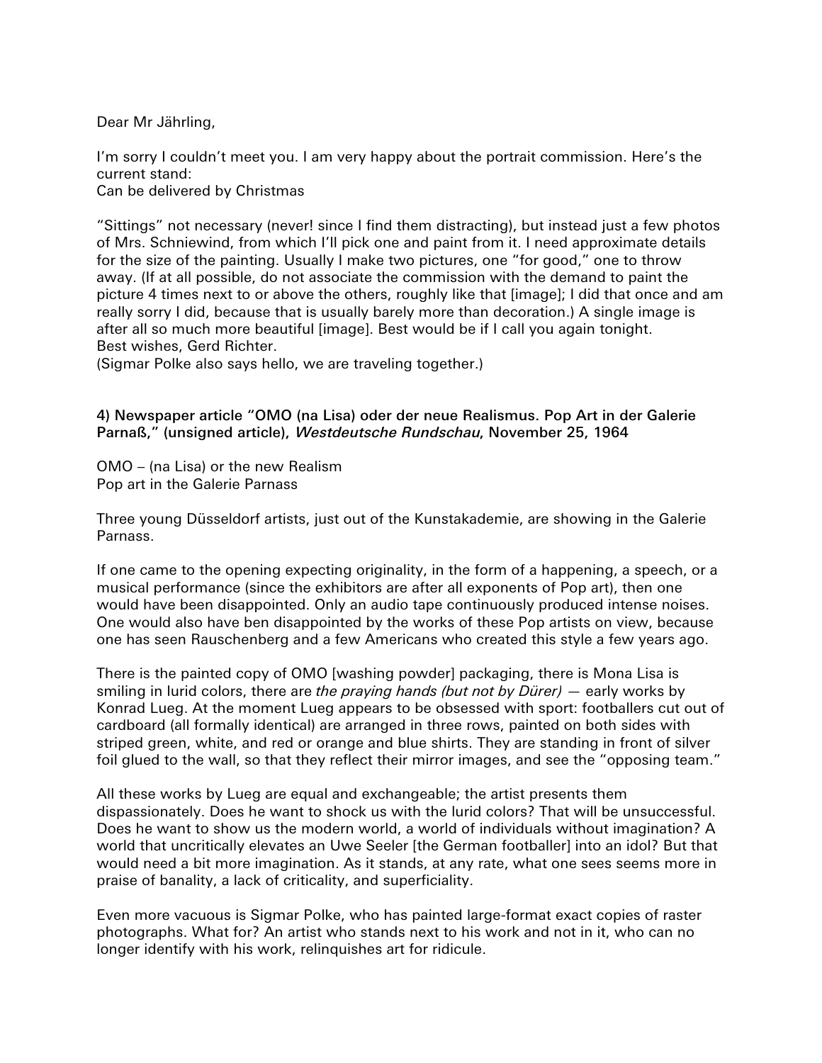Dear Mr Jährling,

I'm sorry I couldn't meet you. I am very happy about the portrait commission. Here's the current stand:
Can be delivered by Christmas

"Sittings" not necessary (never! since I find them distracting), but instead just a few photos of Mrs. Schniewind, from which I'll pick one and paint from it. I need approximate details for the size of the painting. Usually I make two pictures, one "for good," one to throw away. (If at all possible, do not associate the commission with the demand to paint the picture 4 times next to or above the others, roughly like that [image]; I did that once and am really sorry I did, because that is usually barely more than decoration.) A single image is after all so much more beautiful [image]. Best would be if I call you again tonight.
Best wishes, Gerd Richter.
(Sigmar Polke also says hello, we are traveling together.)

**4) Newspaper article "OMO (na Lisa) oder der neue Realismus. Pop Art in der Galerie Parnaß," (unsigned article), *Westdeutsche Rundschau*, November 25, 1964**

OMO – (na Lisa) or the new Realism
Pop art in the Galerie Parnass

Three young Düsseldorf artists, just out of the Kunstakademie, are showing in the Galerie Parnass.

If one came to the opening expecting originality, in the form of a happening, a speech, or a musical performance (since the exhibitors are after all exponents of Pop art), then one would have been disappointed. Only an audio tape continuously produced intense noises. One would also have ben disappointed by the works of these Pop artists on view, because one has seen Rauschenberg and a few Americans who created this style a few years ago.

There is the painted copy of OMO [washing powder] packaging, there is Mona Lisa is smiling in lurid colors, there are *the praying hands (but not by Dürer)* — early works by Konrad Lueg. At the moment Lueg appears to be obsessed with sport: footballers cut out of cardboard (all formally identical) are arranged in three rows, painted on both sides with striped green, white, and red or orange and blue shirts. They are standing in front of silver foil glued to the wall, so that they reflect their mirror images, and see the "opposing team."

All these works by Lueg are equal and exchangeable; the artist presents them dispassionately. Does he want to shock us with the lurid colors? That will be unsuccessful. Does he want to show us the modern world, a world of individuals without imagination? A world that uncritically elevates an Uwe Seeler [the German footballer] into an idol? But that would need a bit more imagination. As it stands, at any rate, what one sees seems more in praise of banality, a lack of criticality, and superficiality.

Even more vacuous is Sigmar Polke, who has painted large-format exact copies of raster photographs. What for? An artist who stands next to his work and not in it, who can no longer identify with his work, relinquishes art for ridicule.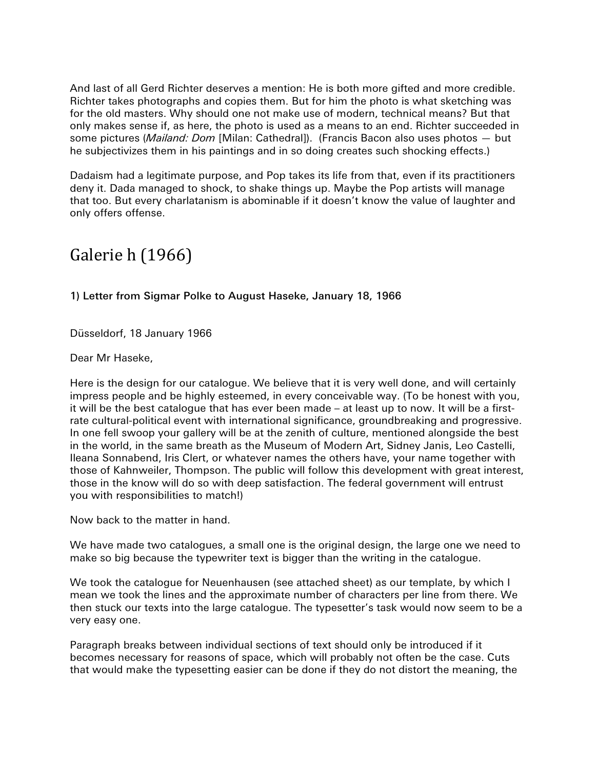And last of all Gerd Richter deserves a mention: He is both more gifted and more credible. Richter takes photographs and copies them. But for him the photo is what sketching was for the old masters. Why should one not make use of modern, technical means? But that only makes sense if, as here, the photo is used as a means to an end. Richter succeeded in some pictures (*Mailand: Dom* [Milan: Cathedral]). (Francis Bacon also uses photos — but he subjectivizes them in his paintings and in so doing creates such shocking effects.)

Dadaism had a legitimate purpose, and Pop takes its life from that, even if its practitioners deny it. Dada managed to shock, to shake things up. Maybe the Pop artists will manage that too. But every charlatanism is abominable if it doesn't know the value of laughter and only offers offense.

## Galerie h (1966)

### 1) Letter from Sigmar Polke to August Haseke, January 18, 1966

Düsseldorf, 18 January 1966

Dear Mr Haseke,

Here is the design for our catalogue. We believe that it is very well done, and will certainly impress people and be highly esteemed, in every conceivable way. (To be honest with you, it will be the best catalogue that has ever been made – at least up to now. It will be a first-rate cultural-political event with international significance, groundbreaking and progressive. In one fell swoop your gallery will be at the zenith of culture, mentioned alongside the best in the world, in the same breath as the Museum of Modern Art, Sidney Janis, Leo Castelli, Ileana Sonnabend, Iris Clert, or whatever names the others have, your name together with those of Kahnweiler, Thompson. The public will follow this development with great interest, those in the know will do so with deep satisfaction. The federal government will entrust you with responsibilities to match!)

Now back to the matter in hand.

We have made two catalogues, a small one is the original design, the large one we need to make so big because the typewriter text is bigger than the writing in the catalogue.

We took the catalogue for Neuenhausen (see attached sheet) as our template, by which I mean we took the lines and the approximate number of characters per line from there. We then stuck our texts into the large catalogue. The typesetter's task would now seem to be a very easy one.

Paragraph breaks between individual sections of text should only be introduced if it becomes necessary for reasons of space, which will probably not often be the case. Cuts that would make the typesetting easier can be done if they do not distort the meaning, the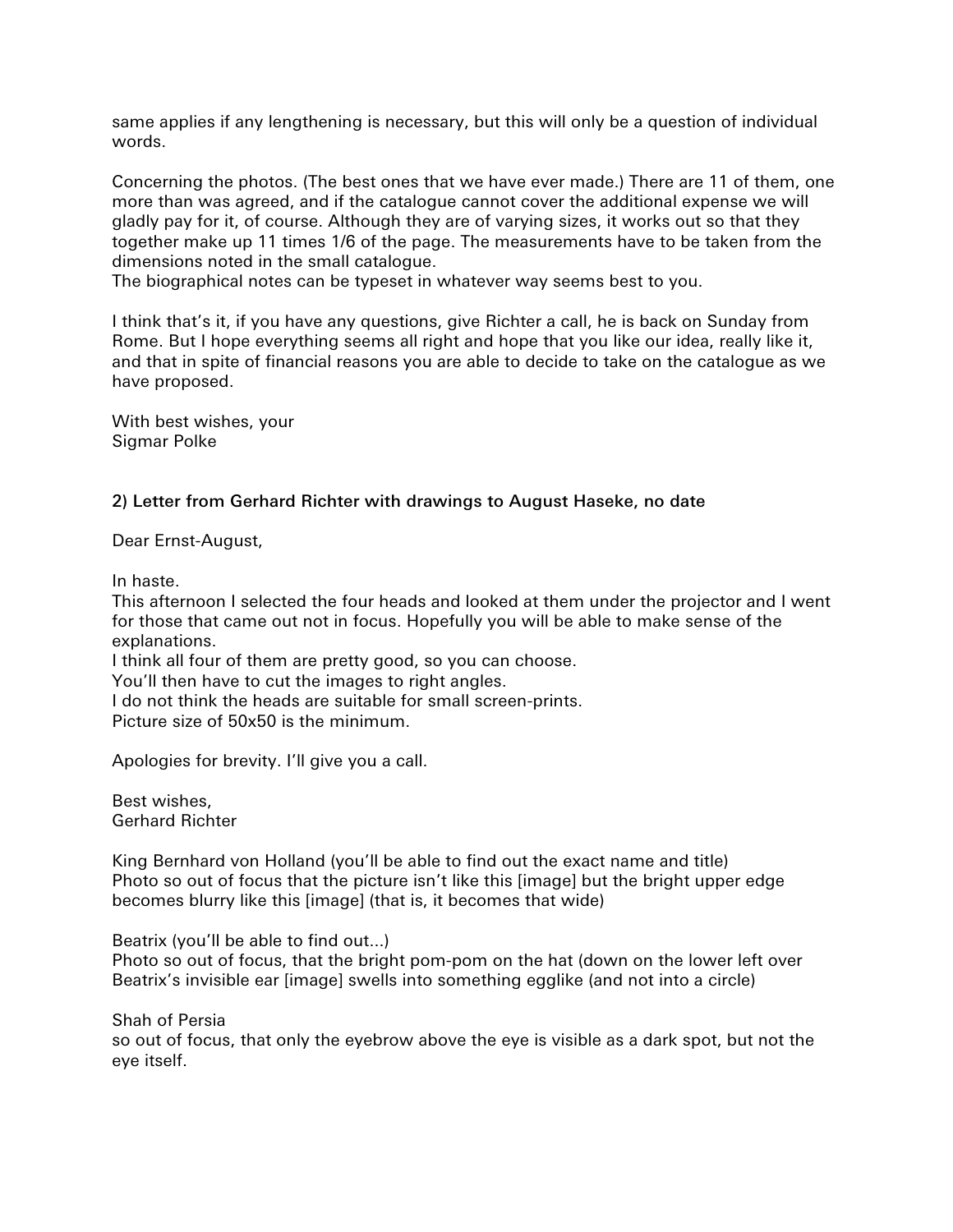same applies if any lengthening is necessary, but this will only be a question of individual words.

Concerning the photos. (The best ones that we have ever made.) There are 11 of them, one more than was agreed, and if the catalogue cannot cover the additional expense we will gladly pay for it, of course. Although they are of varying sizes, it works out so that they together make up 11 times 1/6 of the page. The measurements have to be taken from the dimensions noted in the small catalogue.
The biographical notes can be typeset in whatever way seems best to you.

I think that's it, if you have any questions, give Richter a call, he is back on Sunday from Rome. But I hope everything seems all right and hope that you like our idea, really like it, and that in spite of financial reasons you are able to decide to take on the catalogue as we have proposed.

With best wishes, your
Sigmar Polke

**2) Letter from Gerhard Richter with drawings to August Haseke, no date**

Dear Ernst-August,

In haste.
This afternoon I selected the four heads and looked at them under the projector and I went for those that came out not in focus. Hopefully you will be able to make sense of the explanations.
I think all four of them are pretty good, so you can choose.
You'll then have to cut the images to right angles.
I do not think the heads are suitable for small screen-prints.
Picture size of 50x50 is the minimum.

Apologies for brevity. I'll give you a call.

Best wishes,
Gerhard Richter

King Bernhard von Holland (you'll be able to find out the exact name and title)
Photo so out of focus that the picture isn't like this [image] but the bright upper edge becomes blurry like this [image] (that is, it becomes that wide)

Beatrix (you'll be able to find out...)
Photo so out of focus, that the bright pom-pom on the hat (down on the lower left over Beatrix's invisible ear [image] swells into something egglike (and not into a circle)

Shah of Persia
so out of focus, that only the eyebrow above the eye is visible as a dark spot, but not the eye itself.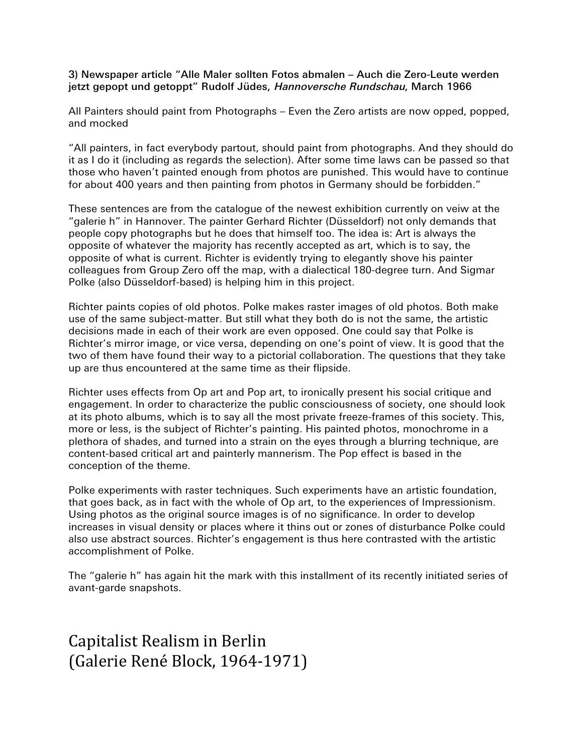**3) Newspaper article "Alle Maler sollten Fotos abmalen – Auch die Zero-Leute werden jetzt gepopt und getoppt" Rudolf Jüdes, *Hannoversche Rundschau*, March 1966**

All Painters should paint from Photographs – Even the Zero artists are now opped, popped, and mocked

"All painters, in fact everybody partout, should paint from photographs. And they should do it as I do it (including as regards the selection). After some time laws can be passed so that those who haven't painted enough from photos are punished. This would have to continue for about 400 years and then painting from photos in Germany should be forbidden."

These sentences are from the catalogue of the newest exhibition currently on veiw at the "galerie h" in Hannover. The painter Gerhard Richter (Düsseldorf) not only demands that people copy photographs but he does that himself too. The idea is: Art is always the opposite of whatever the majority has recently accepted as art, which is to say, the opposite of what is current. Richter is evidently trying to elegantly shove his painter colleagues from Group Zero off the map, with a dialectical 180-degree turn. And Sigmar Polke (also Düsseldorf-based) is helping him in this project.

Richter paints copies of old photos. Polke makes raster images of old photos. Both make use of the same subject-matter. But still what they both do is not the same, the artistic decisions made in each of their work are even opposed. One could say that Polke is Richter's mirror image, or vice versa, depending on one's point of view. It is good that the two of them have found their way to a pictorial collaboration. The questions that they take up are thus encountered at the same time as their flipside.

Richter uses effects from Op art and Pop art, to ironically present his social critique and engagement. In order to characterize the public consciousness of society, one should look at its photo albums, which is to say all the most private freeze-frames of this society. This, more or less, is the subject of Richter's painting. His painted photos, monochrome in a plethora of shades, and turned into a strain on the eyes through a blurring technique, are content-based critical art and painterly mannerism. The Pop effect is based in the conception of the theme.

Polke experiments with raster techniques. Such experiments have an artistic foundation, that goes back, as in fact with the whole of Op art, to the experiences of Impressionism. Using photos as the original source images is of no significance. In order to develop increases in visual density or places where it thins out or zones of disturbance Polke could also use abstract sources. Richter's engagement is thus here contrasted with the artistic accomplishment of Polke.

The "galerie h" has again hit the mark with this installment of its recently initiated series of avant-garde snapshots.

# Capitalist Realism in Berlin (Galerie René Block, 1964-1971)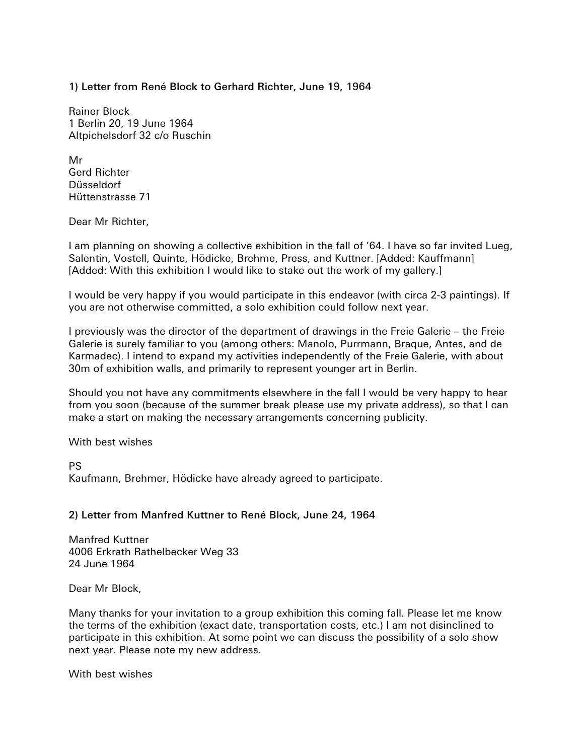**1) Letter from René Block to Gerhard Richter, June 19, 1964**

Rainer Block
1 Berlin 20, 19 June 1964
Altpichelsdorf 32 c/o Ruschin

Mr
Gerd Richter
Düsseldorf
Hüttenstrasse 71

Dear Mr Richter,

I am planning on showing a collective exhibition in the fall of '64. I have so far invited Lueg, Salentin, Vostell, Quinte, Hödicke, Brehme, Press, and Kuttner. [Added: Kauffmann] [Added: With this exhibition I would like to stake out the work of my gallery.]

I would be very happy if you would participate in this endeavor (with circa 2-3 paintings). If you are not otherwise committed, a solo exhibition could follow next year.

I previously was the director of the department of drawings in the Freie Galerie – the Freie Galerie is surely familiar to you (among others: Manolo, Purrmann, Braque, Antes, and de Karmadec). I intend to expand my activities independently of the Freie Galerie, with about 30m of exhibition walls, and primarily to represent younger art in Berlin.

Should you not have any commitments elsewhere in the fall I would be very happy to hear from you soon (because of the summer break please use my private address), so that I can make a start on making the necessary arrangements concerning publicity.

With best wishes

PS
Kaufmann, Brehmer, Hödicke have already agreed to participate.

**2) Letter from Manfred Kuttner to René Block, June 24, 1964**

Manfred Kuttner
4006 Erkrath Rathelbecker Weg 33
24 June 1964

Dear Mr Block,

Many thanks for your invitation to a group exhibition this coming fall. Please let me know the terms of the exhibition (exact date, transportation costs, etc.) I am not disinclined to participate in this exhibition. At some point we can discuss the possibility of a solo show next year. Please note my new address.

With best wishes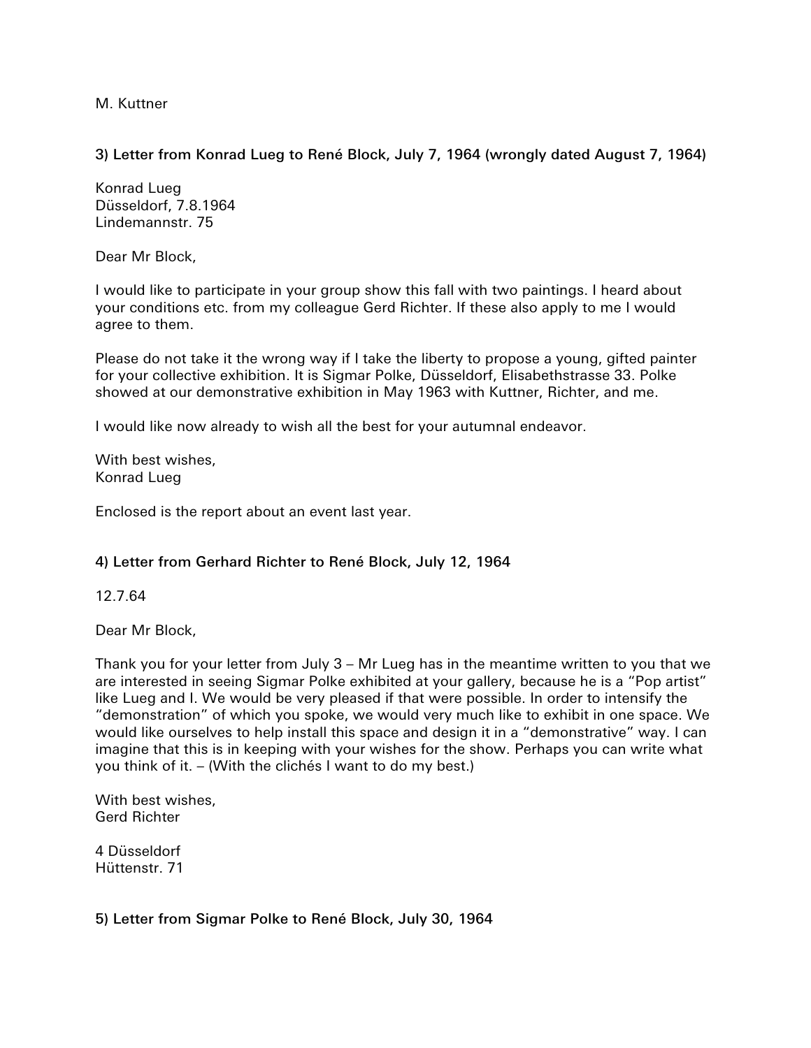M. Kuttner

**3) Letter from Konrad Lueg to René Block, July 7, 1964 (wrongly dated August 7, 1964)**

Konrad Lueg
Düsseldorf, 7.8.1964
Lindemannstr. 75

Dear Mr Block,

I would like to participate in your group show this fall with two paintings. I heard about your conditions etc. from my colleague Gerd Richter. If these also apply to me I would agree to them.

Please do not take it the wrong way if I take the liberty to propose a young, gifted painter for your collective exhibition. It is Sigmar Polke, Düsseldorf, Elisabethstrasse 33. Polke showed at our demonstrative exhibition in May 1963 with Kuttner, Richter, and me.

I would like now already to wish all the best for your autumnal endeavor.

With best wishes,
Konrad Lueg

Enclosed is the report about an event last year.

**4) Letter from Gerhard Richter to René Block, July 12, 1964**

12.7.64

Dear Mr Block,

Thank you for your letter from July 3 – Mr Lueg has in the meantime written to you that we are interested in seeing Sigmar Polke exhibited at your gallery, because he is a "Pop artist" like Lueg and I. We would be very pleased if that were possible. In order to intensify the "demonstration" of which you spoke, we would very much like to exhibit in one space. We would like ourselves to help install this space and design it in a "demonstrative" way. I can imagine that this is in keeping with your wishes for the show. Perhaps you can write what you think of it. – (With the clichés I want to do my best.)

With best wishes,
Gerd Richter

4 Düsseldorf
Hüttenstr. 71

**5) Letter from Sigmar Polke to René Block, July 30, 1964**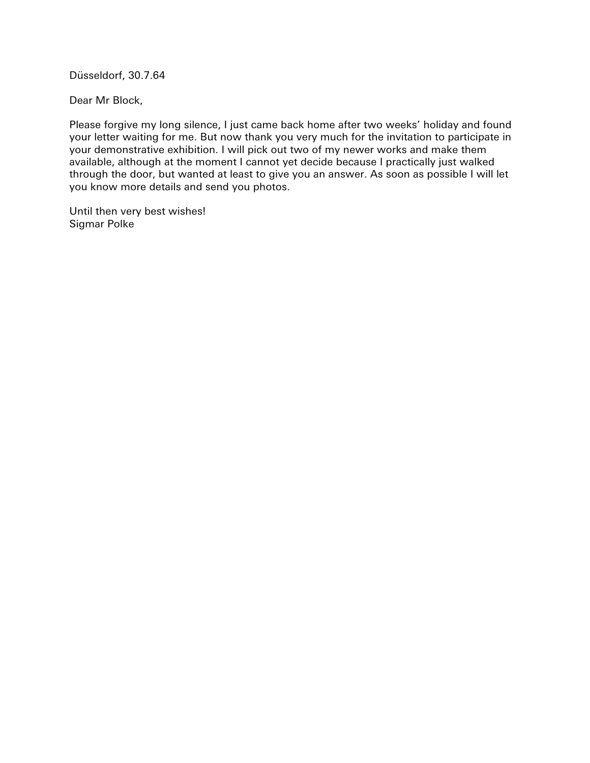Düsseldorf, 30.7.64

Dear Mr Block,

Please forgive my long silence, I just came back home after two weeks' holiday and found your letter waiting for me. But now thank you very much for the invitation to participate in your demonstrative exhibition. I will pick out two of my newer works and make them available, although at the moment I cannot yet decide because I practically just walked through the door, but wanted at least to give you an answer. As soon as possible I will let you know more details and send you photos.

Until then very best wishes!
Sigmar Polke